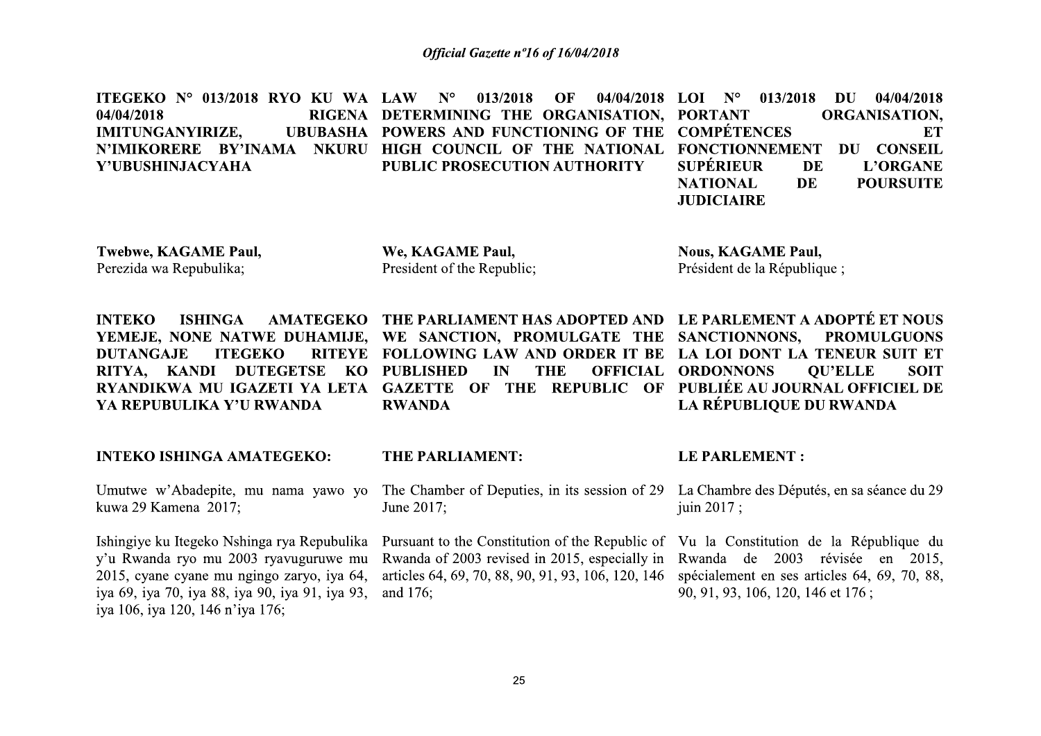**ITEGEKO N° 013/2018 RYO KU WA 04/04/2018 RIGENA IMITUNGANYIRIZE, UBUBASHA N'IMIKORERE BY'INAMA NKURU Y'UBUSHINJACYAHA**

**Twebwe, KAGAME Paul,**
Perezida wa Repubulika;

**INTEKO ISHINGA AMATEGEKO YEMEJE, NONE NATWE DUHAMIJE, DUTANGAJE ITEGEKO RITEYE RITYA, KANDI DUTEGETSE KO RYANDIKWA MU IGAZETI YA LETA YA REPUBULIKA Y'U RWANDA**

**INTEKO ISHINGA AMATEGEKO:**

Umutwe w'Abadepite, mu nama yawo yo kuwa 29 Kamena 2017;

Ishingiye ku Itegeko Nshinga rya Repubulika y'u Rwanda ryo mu 2003 ryavuguruwe mu 2015, cyane cyane mu ngingo zaryo, iya 64, iya 69, iya 70, iya 88, iya 90, iya 91, iya 93, iya 106, iya 120, 146 n'iya 176;

**LAW N° 013/2018 OF 04/04/2018 DETERMINING THE ORGANISATION, POWERS AND FUNCTIONING OF THE HIGH COUNCIL OF THE NATIONAL PUBLIC PROSECUTION AUTHORITY**

**We, KAGAME Paul,**
President of the Republic;

**THE PARLIAMENT HAS ADOPTED AND WE SANCTION, PROMULGATE THE FOLLOWING LAW AND ORDER IT BE PUBLISHED IN THE OFFICIAL GAZETTE OF THE REPUBLIC OF RWANDA**

**THE PARLIAMENT:**

The Chamber of Deputies, in its session of 29 June 2017;

Pursuant to the Constitution of the Republic of Rwanda of 2003 revised in 2015, especially in articles 64, 69, 70, 88, 90, 91, 93, 106, 120, 146 and 176;

**LOI N° 013/2018 DU 04/04/2018 PORTANT ORGANISATION, COMPÉTENCES ET FONCTIONNEMENT DU CONSEIL SUPÉRIEUR DE L'ORGANE NATIONAL DE POURSUITE JUDICIAIRE**

**Nous, KAGAME Paul,**
Président de la République ;

**LE PARLEMENT A ADOPTÉ ET NOUS SANCTIONNONS, PROMULGUONS LA LOI DONT LA TENEUR SUIT ET ORDONNONS QU'ELLE SOIT PUBLIÉE AU JOURNAL OFFICIEL DE LA RÉPUBLIQUE DU RWANDA**

**LE PARLEMENT :**

La Chambre des Députés, en sa séance du 29 juin 2017 ;

Vu la Constitution de la République du Rwanda de 2003 révisée en 2015, spécialement en ses articles 64, 69, 70, 88, 90, 91, 93, 106, 120, 146 et 176 ;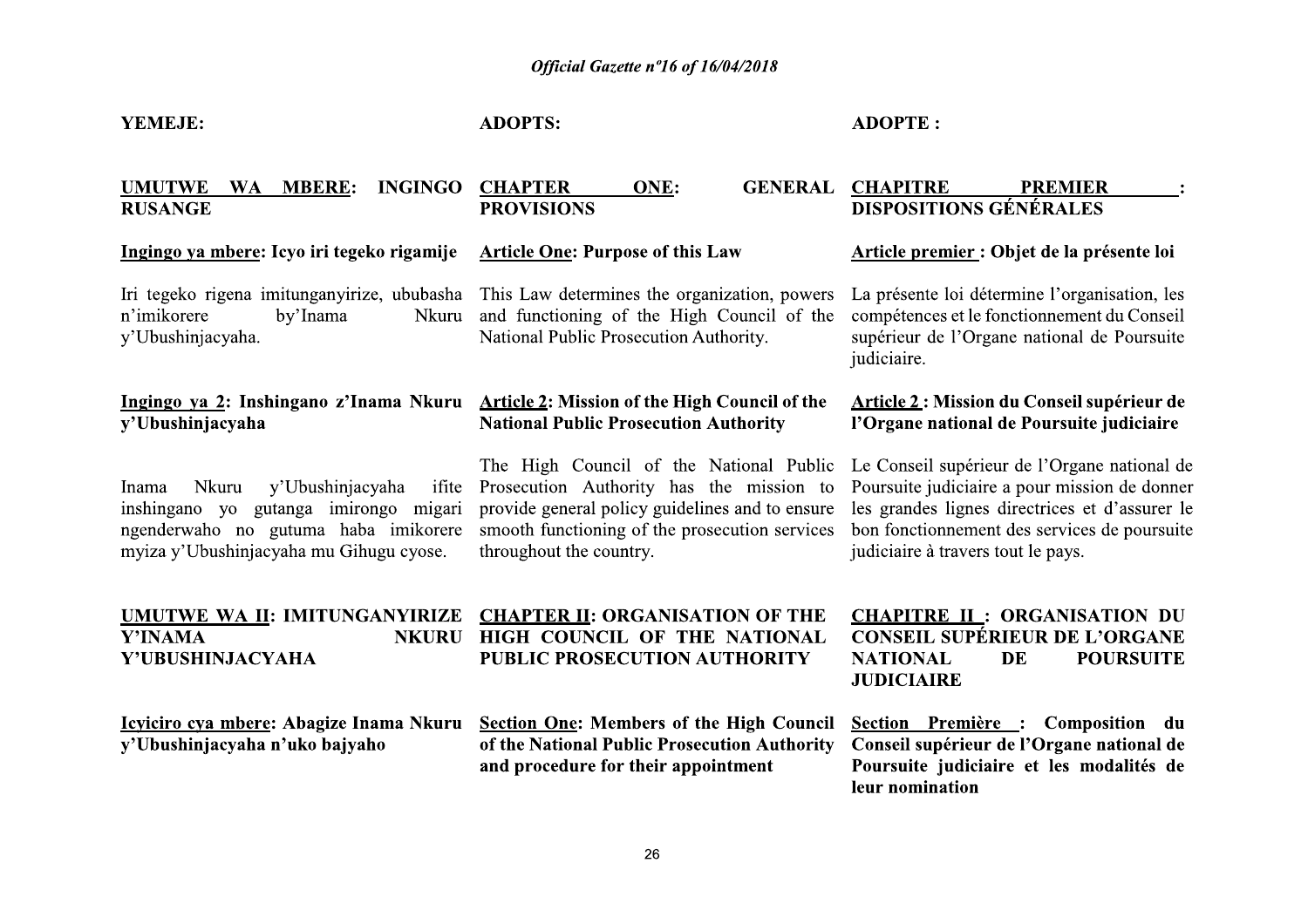**YEMEJE:**

**ADOPTS:**

**ADOPTE :**

## UMUTWE WA MBERE: INGINGO RUSANGE

## CHAPTER ONE: GENERAL PROVISIONS

## CHAPITRE PREMIER : DISPOSITIONS GÉNÉRALES

**Ingingo ya mbere: Icyo iri tegeko rigamije**

Iri tegeko rigena imitunganyirize, ububasha n'imikorere by'Inama Nkuru y'Ubushinjacyaha.

**Article One: Purpose of this Law**

This Law determines the organization, powers and functioning of the High Council of the National Public Prosecution Authority.

**Article premier : Objet de la présente loi**

La présente loi détermine l'organisation, les compétences et le fonctionnement du Conseil supérieur de l'Organe national de Poursuite judiciaire.

**Ingingo ya 2: Inshingano z'Inama Nkuru y'Ubushinjacyaha**

Inama Nkuru y'Ubushinjacyaha ifite inshingano yo gutanga imirongo migari ngenderwaho no gutuma haba imikorere myiza y'Ubushinjacyaha mu Gihugu cyose.

**Article 2: Mission of the High Council of the National Public Prosecution Authority**

The High Council of the National Public Prosecution Authority has the mission to provide general policy guidelines and to ensure smooth functioning of the prosecution services throughout the country.

**Article 2 : Mission du Conseil supérieur de l'Organe national de Poursuite judiciaire**

Le Conseil supérieur de l'Organe national de Poursuite judiciaire a pour mission de donner les grandes lignes directrices et d'assurer le bon fonctionnement des services de poursuite judiciaire à travers tout le pays.

## UMUTWE WA II: IMITUNGANYIRIZE Y'INAMA NKURU Y'UBUSHINJACYAHA

## CHAPTER II: ORGANISATION OF THE HIGH COUNCIL OF THE NATIONAL PUBLIC PROSECUTION AUTHORITY

## CHAPITRE II : ORGANISATION DU CONSEIL SUPÉRIEUR DE L'ORGANE NATIONAL DE POURSUITE JUDICIAIRE

### Icyiciro cya mbere: Abagize Inama Nkuru y'Ubushinjacyaha n'uko bajyaho

### Section One: Members of the High Council of the National Public Prosecution Authority and procedure for their appointment

### Section Première : Composition du Conseil supérieur de l'Organe national de Poursuite judiciaire et les modalités de leur nomination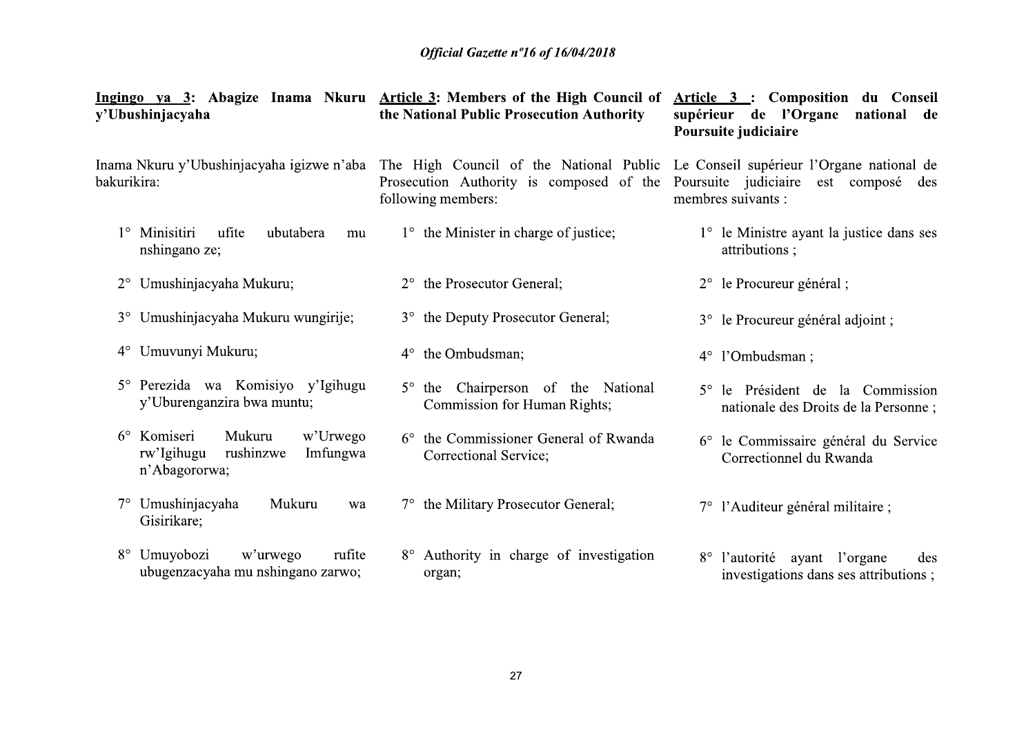**Ingingo ya 3: Abagize Inama Nkuru y'Ubushinjacyaha**

Inama Nkuru y'Ubushinjacyaha igizwe n'aba bakurikira:

1° Minisitiri ufite ubutabera mu nshingano ze;

2° Umushinjacyaha Mukuru;

3° Umushinjacyaha Mukuru wungirije;

4° Umuvunyi Mukuru;

5° Perezida wa Komisiyo y'Igihugu y'Uburenganzira bwa muntu;

6° Komiseri Mukuru w'Urwego rw'Igihugu rushinzwe Imfungwa n'Abagororwa;

7° Umushinjacyaha Mukuru wa Gisirikare;

8° Umuyobozi w'urwego rufite ubugenzacyaha mu nshingano zarwo;

**Article 3: Members of the High Council of the National Public Prosecution Authority**

The High Council of the National Public Prosecution Authority is composed of the following members:

1° the Minister in charge of justice;

2° the Prosecutor General;

3° the Deputy Prosecutor General;

4° the Ombudsman;

5° the Chairperson of the National Commission for Human Rights;

6° the Commissioner General of Rwanda Correctional Service;

7° the Military Prosecutor General;

8° Authority in charge of investigation organ;

**Article 3 : Composition du Conseil supérieur de l'Organe national de Poursuite judiciaire**

Le Conseil supérieur l'Organe national de Poursuite judiciaire est composé des membres suivants :

1° le Ministre ayant la justice dans ses attributions ;

2° le Procureur général ;

3° le Procureur général adjoint ;

4° l'Ombudsman ;

5° le Président de la Commission nationale des Droits de la Personne ;

6° le Commissaire général du Service Correctionnel du Rwanda

7° l'Auditeur général militaire ;

8° l'autorité ayant l'organe des investigations dans ses attributions ;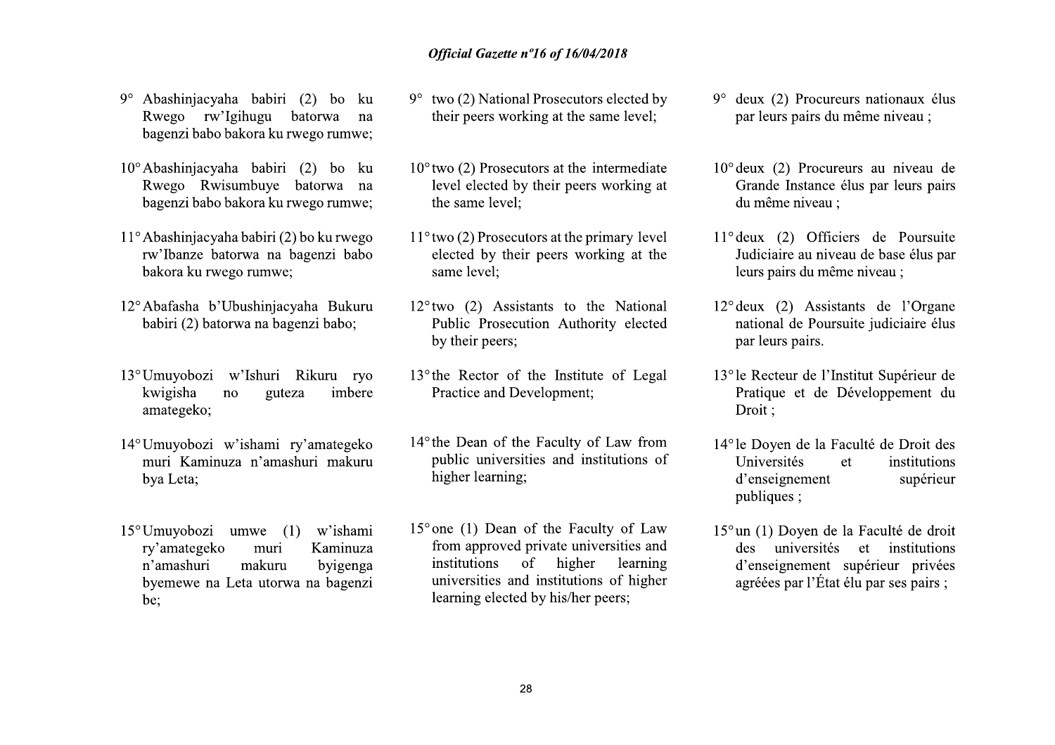9° Abashinjacyaha babiri (2) bo ku Rwego rw'Igihugu batorwa na bagenzi babo bakora ku rwego rumwe;

10° Abashinjacyaha babiri (2) bo ku Rwego Rwisumbuye batorwa na bagenzi babo bakora ku rwego rumwe;

11° Abashinjacyaha babiri (2) bo ku rwego rw'Ibanze batorwa na bagenzi babo bakora ku rwego rumwe;

12° Abafasha b'Ubushinjacyaha Bukuru babiri (2) batorwa na bagenzi babo;

13° Umuyobozi w'Ishuri Rikuru ryo kwigisha no guteza imbere amategeko;

14° Umuyobozi w'ishami ry'amategeko muri Kaminuza n'amashuri makuru bya Leta;

15° Umuyobozi umwe (1) w'ishami ry'amategeko muri Kaminuza n'amashuri makuru byigenga byemewe na Leta utorwa na bagenzi be;

9° two (2) National Prosecutors elected by their peers working at the same level;

10° two (2) Prosecutors at the intermediate level elected by their peers working at the same level;

11° two (2) Prosecutors at the primary level elected by their peers working at the same level;

12° two (2) Assistants to the National Public Prosecution Authority elected by their peers;

13° the Rector of the Institute of Legal Practice and Development;

14° the Dean of the Faculty of Law from public universities and institutions of higher learning;

15° one (1) Dean of the Faculty of Law from approved private universities and institutions of higher learning universities and institutions of higher learning elected by his/her peers;

9° deux (2) Procureurs nationaux élus par leurs pairs du même niveau ;

10° deux (2) Procureurs au niveau de Grande Instance élus par leurs pairs du même niveau ;

11° deux (2) Officiers de Poursuite Judiciaire au niveau de base élus par leurs pairs du même niveau ;

12° deux (2) Assistants de l'Organe national de Poursuite judiciaire élus par leurs pairs.

13° le Recteur de l'Institut Supérieur de Pratique et de Développement du Droit ;

14° le Doyen de la Faculté de Droit des Universités et institutions d'enseignement supérieur publiques ;

15° un (1) Doyen de la Faculté de droit des universités et institutions d'enseignement supérieur privées agréées par l'État élu par ses pairs ;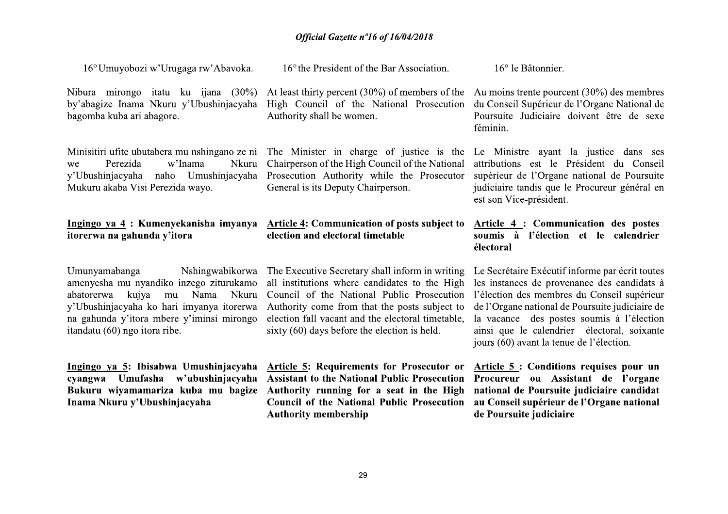16° Umuyobozi w'Urugaga rw'Abavoka.

Nibura mirongo itatu ku ijana (30%) by'abagize Inama Nkuru y'Ubushinjacyaha bagomba kuba ari abagore.

Minisitiri ufite ubutabera mu nshingano ze ni we Perezida w'Inama Nkuru y'Ubushinjacyaha naho Umushinjacyaha Mukuru akaba Visi Perezida wayo.

**Ingingo ya 4 : Kumenyekanisha imyanya itorerwa na gahunda y'itora**

Umunyamabanga Nshingwabikorwa amenyesha mu nyandiko inzego ziturukamo abatorerwa kujya mu Nama Nkuru y'Ubushinjacyaha ko hari imyanya itorerwa na gahunda y'itora mbere y'iminsi mirongo itandatu (60) ngo itora ribe.

**Ingingo ya 5: Ibisabwa Umushinjacyaha cyangwa Umufasha w'ubushinjacyaha Bukuru wiyamamariza kuba mu bagize Inama Nkuru y'Ubushinjacyaha**

16° the President of the Bar Association.

At least thirty percent (30%) of members of the High Council of the National Prosecution Authority shall be women.

The Minister in charge of justice is the Chairperson of the High Council of the National Prosecution Authority while the Prosecutor General is its Deputy Chairperson.

**Article 4: Communication of posts subject to election and electoral timetable**

The Executive Secretary shall inform in writing all institutions where candidates to the High Council of the National Public Prosecution Authority come from that the posts subject to election fall vacant and the electoral timetable, sixty (60) days before the election is held.

**Article 5: Requirements for Prosecutor or Assistant to the National Public Prosecution Authority running for a seat in the High Council of the National Public Prosecution Authority membership**

16° le Bâtonnier.

Au moins trente pourcent (30%) des membres du Conseil Supérieur de l'Organe National de Poursuite Judiciaire doivent être de sexe féminin.

Le Ministre ayant la justice dans ses attributions est le Président du Conseil supérieur de l'Organe national de Poursuite judiciaire tandis que le Procureur général en est son Vice-président.

**Article 4 : Communication des postes soumis à l'élection et le calendrier électoral**

Le Secrétaire Exécutif informe par écrit toutes les instances de provenance des candidats à l'élection des membres du Conseil supérieur de l'Organe national de Poursuite judiciaire de la vacance des postes soumis à l'élection ainsi que le calendrier électoral, soixante jours (60) avant la tenue de l'élection.

**Article 5 : Conditions requises pour un Procureur ou Assistant de l'organe national de Poursuite judiciaire candidat au Conseil supérieur de l'Organe national de Poursuite judiciaire**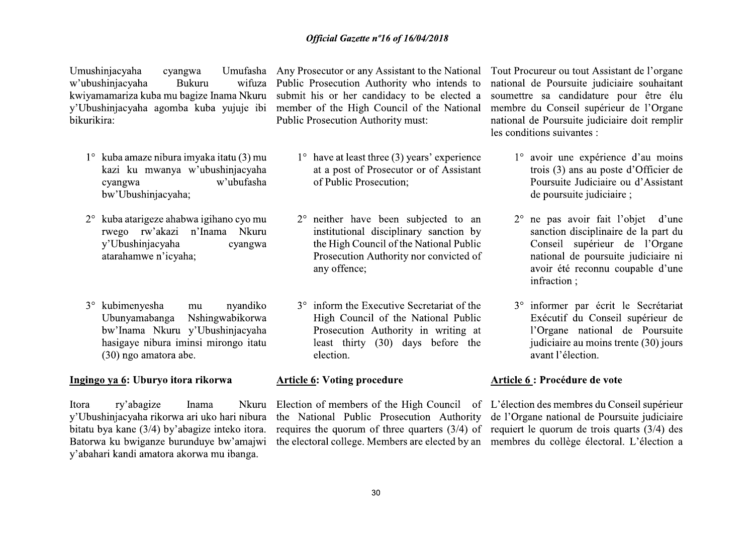Umushinjacyaha cyangwa Umufasha w'ubushinjacyaha Bukuru wifuza kwiyamamariza kuba mu bagize Inama Nkuru y'Ubushinjacyaha agomba kuba yujuje ibi bikurikira:

1° kuba amaze nibura imyaka itatu (3) mu kazi ku mwanya w'ubushinjacyaha cyangwa w'ubufasha bw'Ubushinjacyaha;

2° kuba atarigeze ahabwa igihano cyo mu rwego rw'akazi n'Inama Nkuru y'Ubushinjacyaha cyangwa atarahamwe n'icyaha;

3° kubimenyesha mu nyandiko Ubunyamabanga Nshingwabikorwa bw'Inama Nkuru y'Ubushinjacyaha hasigaye nibura iminsi mirongo itatu (30) ngo amatora abe.

### Ingingo ya 6: Uburyo itora rikorwa

Itora ry'abagize Inama Nkuru y'Ubushinjacyaha rikorwa ari uko hari nibura bitatu bya kane (3/4) by'abagize inteko itora. Batorwa ku bwiganze burunduye bw'amajwi y'abahari kandi amatora akorwa mu ibanga.

Any Prosecutor or any Assistant to the National Public Prosecution Authority who intends to submit his or her candidacy to be elected a member of the High Council of the National Public Prosecution Authority must:

1° have at least three (3) years' experience at a post of Prosecutor or of Assistant of Public Prosecution;

2° neither have been subjected to an institutional disciplinary sanction by the High Council of the National Public Prosecution Authority nor convicted of any offence;

3° inform the Executive Secretariat of the High Council of the National Public Prosecution Authority in writing at least thirty (30) days before the election.

### Article 6: Voting procedure

Election of members of the High Council of the National Public Prosecution Authority requires the quorum of three quarters (3/4) of the electoral college. Members are elected by an

Tout Procureur ou tout Assistant de l'organe national de Poursuite judiciaire souhaitant soumettre sa candidature pour être élu membre du Conseil supérieur de l'Organe national de Poursuite judiciaire doit remplir les conditions suivantes :

1° avoir une expérience d'au moins trois (3) ans au poste d'Officier de Poursuite Judiciaire ou d'Assistant de poursuite judiciaire ;

2° ne pas avoir fait l'objet d'une sanction disciplinaire de la part du Conseil supérieur de l'Organe national de poursuite judiciaire ni avoir été reconnu coupable d'une infraction ;

3° informer par écrit le Secrétariat Exécutif du Conseil supérieur de l'Organe national de Poursuite judiciaire au moins trente (30) jours avant l'élection.

### Article 6 : Procédure de vote

L'élection des membres du Conseil supérieur de l'Organe national de Poursuite judiciaire requiert le quorum de trois quarts (3/4) des membres du collège électoral. L'élection a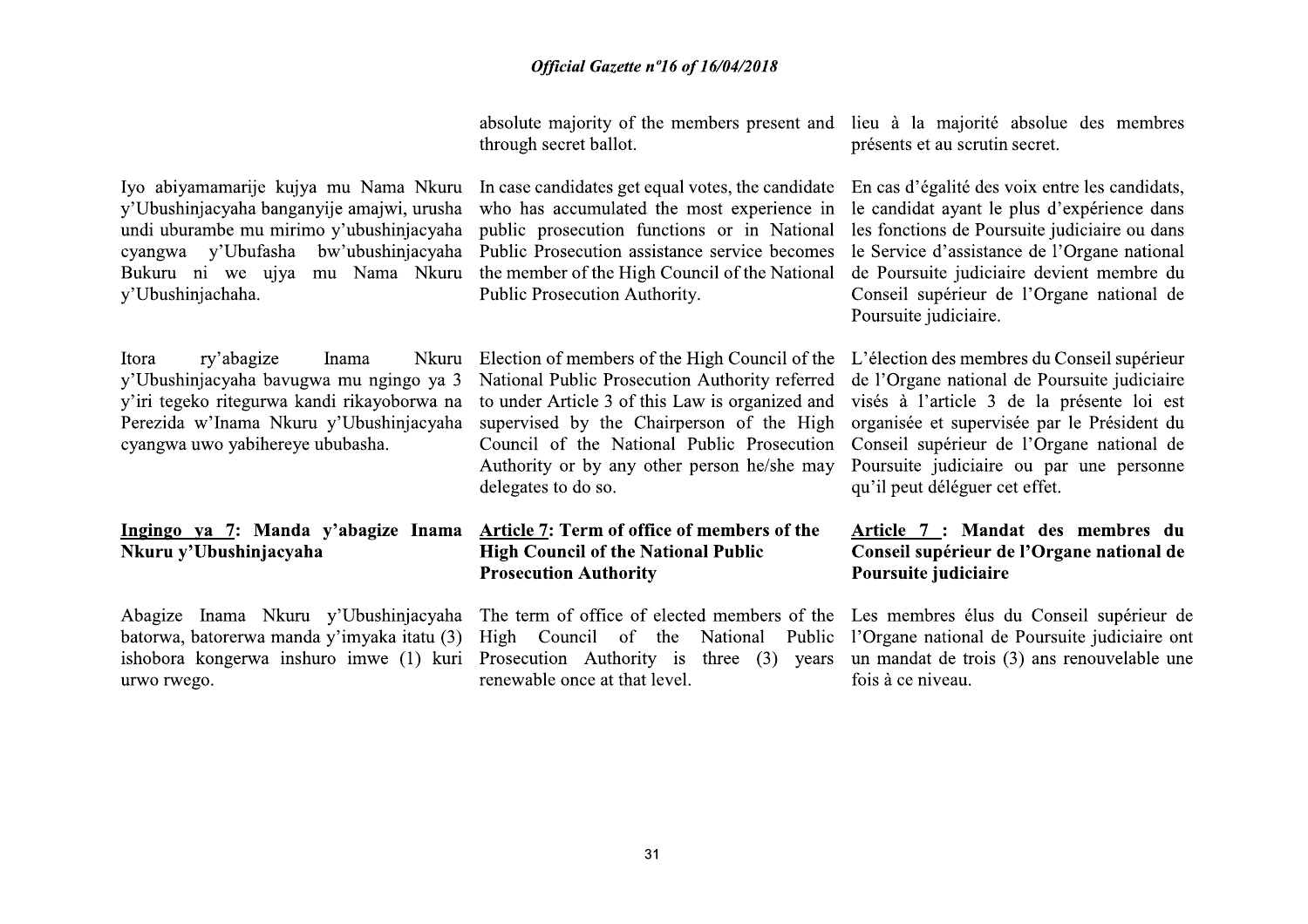absolute majority of the members present and through secret ballot.

lieu à la majorité absolue des membres présents et au scrutin secret.

Iyo abiyamamarije kujya mu Nama Nkuru y'Ubushinjacyaha banganyije amajwi, urusha undi uburambe mu mirimo y'ubushinjacyaha cyangwa y'Ubufasha bw'ubushinjacyaha Bukuru ni we ujya mu Nama Nkuru y'Ubushinjachaha.

In case candidates get equal votes, the candidate who has accumulated the most experience in public prosecution functions or in National Public Prosecution assistance service becomes the member of the High Council of the National Public Prosecution Authority.

En cas d'égalité des voix entre les candidats, le candidat ayant le plus d'expérience dans les fonctions de Poursuite judiciaire ou dans le Service d'assistance de l'Organe national de Poursuite judiciaire devient membre du Conseil supérieur de l'Organe national de Poursuite judiciaire.

Itora ry'abagize Inama Nkuru y'Ubushinjacyaha bavugwa mu ngingo ya 3 y'iri tegeko ritegurwa kandi rikayoborwa na Perezida w'Inama Nkuru y'Ubushinjacyaha cyangwa uwo yabihereye ububasha.

Election of members of the High Council of the National Public Prosecution Authority referred to under Article 3 of this Law is organized and supervised by the Chairperson of the High Council of the National Public Prosecution Authority or by any other person he/she may delegates to do so.

L'élection des membres du Conseil supérieur de l'Organe national de Poursuite judiciaire visés à l'article 3 de la présente loi est organisée et supervisée par le Président du Conseil supérieur de l'Organe national de Poursuite judiciaire ou par une personne qu'il peut déléguer cet effet.

**Ingingo ya 7: Manda y'abagize Inama Nkuru y'Ubushinjacyaha**

Abagize Inama Nkuru y'Ubushinjacyaha batorwa, batorerwa manda y'imyaka itatu (3) ishobora kongerwa inshuro imwe (1) kuri urwo rwego.

**Article 7: Term of office of members of the High Council of the National Public Prosecution Authority**

The term of office of elected members of the High Council of the National Public Prosecution Authority is three (3) years renewable once at that level.

**Article 7 : Mandat des membres du Conseil supérieur de l'Organe national de Poursuite judiciaire**

Les membres élus du Conseil supérieur de l'Organe national de Poursuite judiciaire ont un mandat de trois (3) ans renouvelable une fois à ce niveau.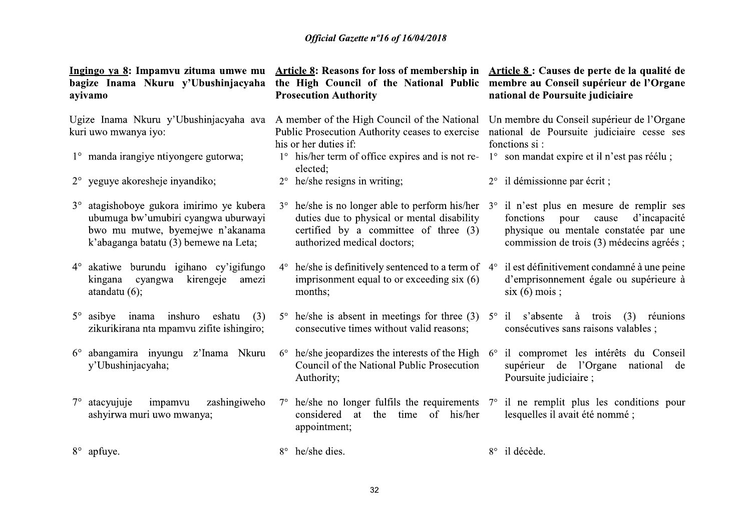**Ingingo ya 8: Impamvu zituma umwe mu bagize Inama Nkuru y'Ubushinjacyaha ayivamo**

Ugize Inama Nkuru y'Ubushinjacyaha ava kuri uwo mwanya iyo:

1° manda irangiye ntiyongere gutorwa;

2° yeguye akoresheje inyandiko;

3° atagishoboye gukora imirimo ye kubera ubumuga bw'umubiri cyangwa uburwayi bwo mu mutwe, byemejwe n'akanama k'abaganga batatu (3) bemewe na Leta;

4° akatiwe burundu igihano cy'igifungo kingana cyangwa kirengeje amezi atandatu (6);

5° asibye inama inshuro eshatu (3) zikurikirana nta mpamvu zifite ishingiro;

6° abangamira inyungu z'Inama Nkuru y'Ubushinjacyaha;

7° atacyujuje impamvu zashingiweho ashyirwa muri uwo mwanya;

8° apfuye.

**Article 8: Reasons for loss of membership in the High Council of the National Public Prosecution Authority**

A member of the High Council of the National Public Prosecution Authority ceases to exercise his or her duties if:

1° his/her term of office expires and is not re-elected;

2° he/she resigns in writing;

3° he/she is no longer able to perform his/her duties due to physical or mental disability certified by a committee of three (3) authorized medical doctors;

4° he/she is definitively sentenced to a term of imprisonment equal to or exceeding six (6) months;

5° he/she is absent in meetings for three (3) consecutive times without valid reasons;

6° he/she jeopardizes the interests of the High Council of the National Public Prosecution Authority;

7° he/she no longer fulfils the requirements considered at the time of his/her appointment;

8° he/she dies.

**Article 8 : Causes de perte de la qualité de membre au Conseil supérieur de l'Organe national de Poursuite judiciaire**

Un membre du Conseil supérieur de l'Organe national de Poursuite judiciaire cesse ses fonctions si :

1° son mandat expire et il n'est pas réélu ;

2° il démissionne par écrit ;

3° il n'est plus en mesure de remplir ses fonctions pour cause d'incapacité physique ou mentale constatée par une commission de trois (3) médecins agréés ;

4° il est définitivement condamné à une peine d'emprisonnement égale ou supérieure à six (6) mois ;

5° il s'absente à trois (3) réunions consécutives sans raisons valables ;

6° il compromet les intérêts du Conseil supérieur de l'Organe national de Poursuite judiciaire ;

7° il ne remplit plus les conditions pour lesquelles il avait été nommé ;

8° il décède.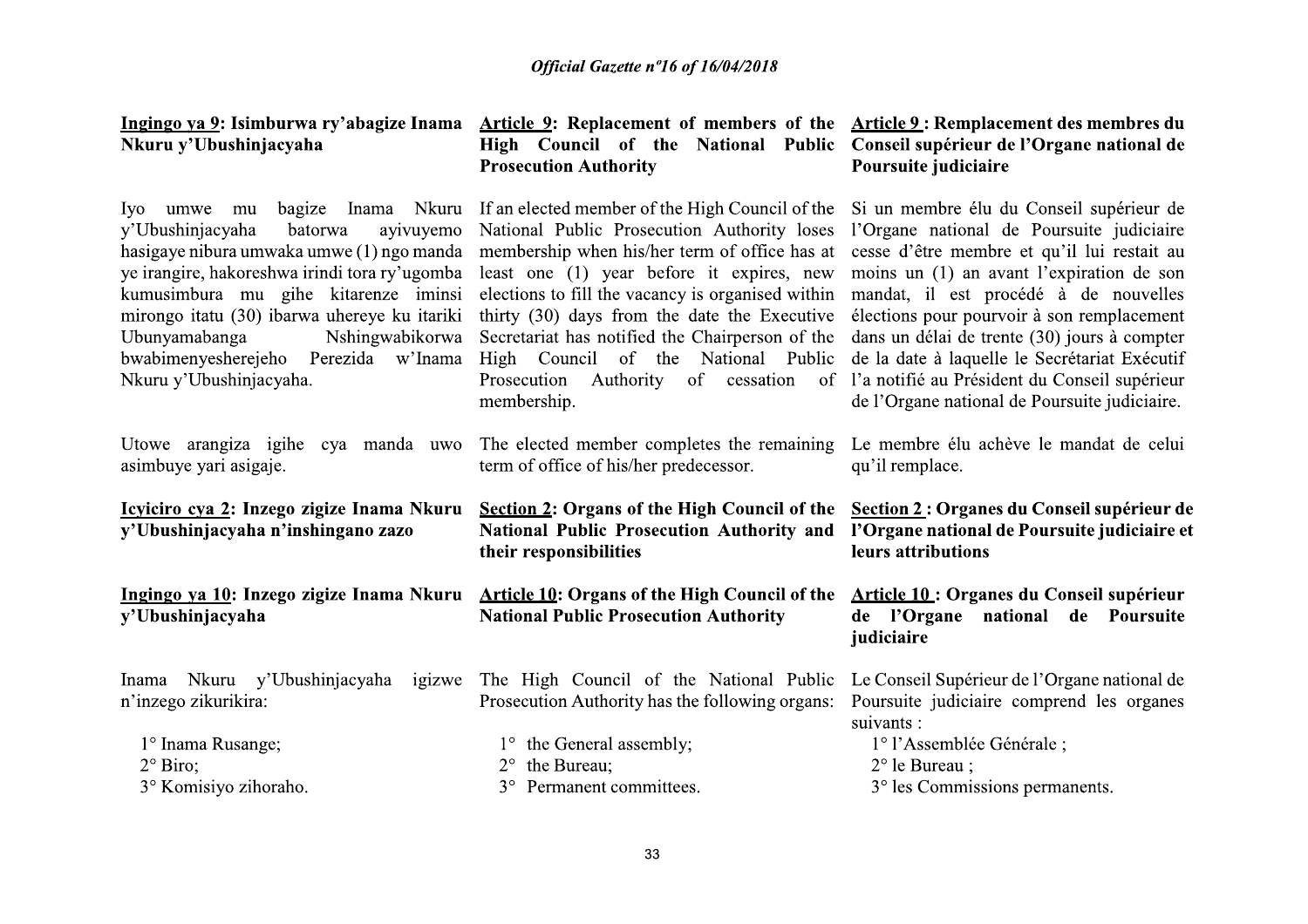**Ingingo ya 9: Isimburwa ry'abagize Inama Nkuru y'Ubushinjacyaha**

Iyo umwe mu bagize Inama Nkuru y'Ubushinjacyaha batorwa ayivuyemo hasigaye nibura umwaka umwe (1) ngo manda ye irangire, hakoreshwa irindi tora ry'ugomba kumusimbura mu gihe kitarenze iminsi mirongo itatu (30) ibarwa uhereye ku itariki Ubunyamabanga Nshingwabikorwa bwabimenyesherejeho Perezida w'Inama Nkuru y'Ubushinjacyaha.

Utowe arangiza igihe cya manda uwo asimbuye yari asigaje.

**Icyiciro cya 2: Inzego zigize Inama Nkuru y'Ubushinjacyaha n'inshingano zazo**

**Ingingo ya 10: Inzego zigize Inama Nkuru y'Ubushinjacyaha**

Inama Nkuru y'Ubushinjacyaha igizwe n'inzego zikurikira:

1° Inama Rusange;
2° Biro;
3° Komisiyo zihoraho.

**Article 9: Replacement of members of the High Council of the National Public Prosecution Authority**

If an elected member of the High Council of the National Public Prosecution Authority loses membership when his/her term of office has at least one (1) year before it expires, new elections to fill the vacancy is organised within thirty (30) days from the date the Executive Secretariat has notified the Chairperson of the High Council of the National Public Prosecution Authority of cessation of membership.

The elected member completes the remaining term of office of his/her predecessor.

**Section 2: Organs of the High Council of the National Public Prosecution Authority and their responsibilities**

**Article 10: Organs of the High Council of the National Public Prosecution Authority**

The High Council of the National Public Prosecution Authority has the following organs:

1° the General assembly;
2° the Bureau;
3° Permanent committees.

**Article 9 : Remplacement des membres du Conseil supérieur de l'Organe national de Poursuite judiciaire**

Si un membre élu du Conseil supérieur de l'Organe national de Poursuite judiciaire cesse d'être membre et qu'il lui restait au moins un (1) an avant l'expiration de son mandat, il est procédé à de nouvelles élections pour pourvoir à son remplacement dans un délai de trente (30) jours à compter de la date à laquelle le Secrétariat Exécutif l'a notifié au Président du Conseil supérieur de l'Organe national de Poursuite judiciaire.

Le membre élu achève le mandat de celui qu'il remplace.

**Section 2 : Organes du Conseil supérieur de l'Organe national de Poursuite judiciaire et leurs attributions**

**Article 10 : Organes du Conseil supérieur de l'Organe national de Poursuite judiciaire**

Le Conseil Supérieur de l'Organe national de Poursuite judiciaire comprend les organes suivants :

1° l'Assemblée Générale ;
2° le Bureau ;
3° les Commissions permanents.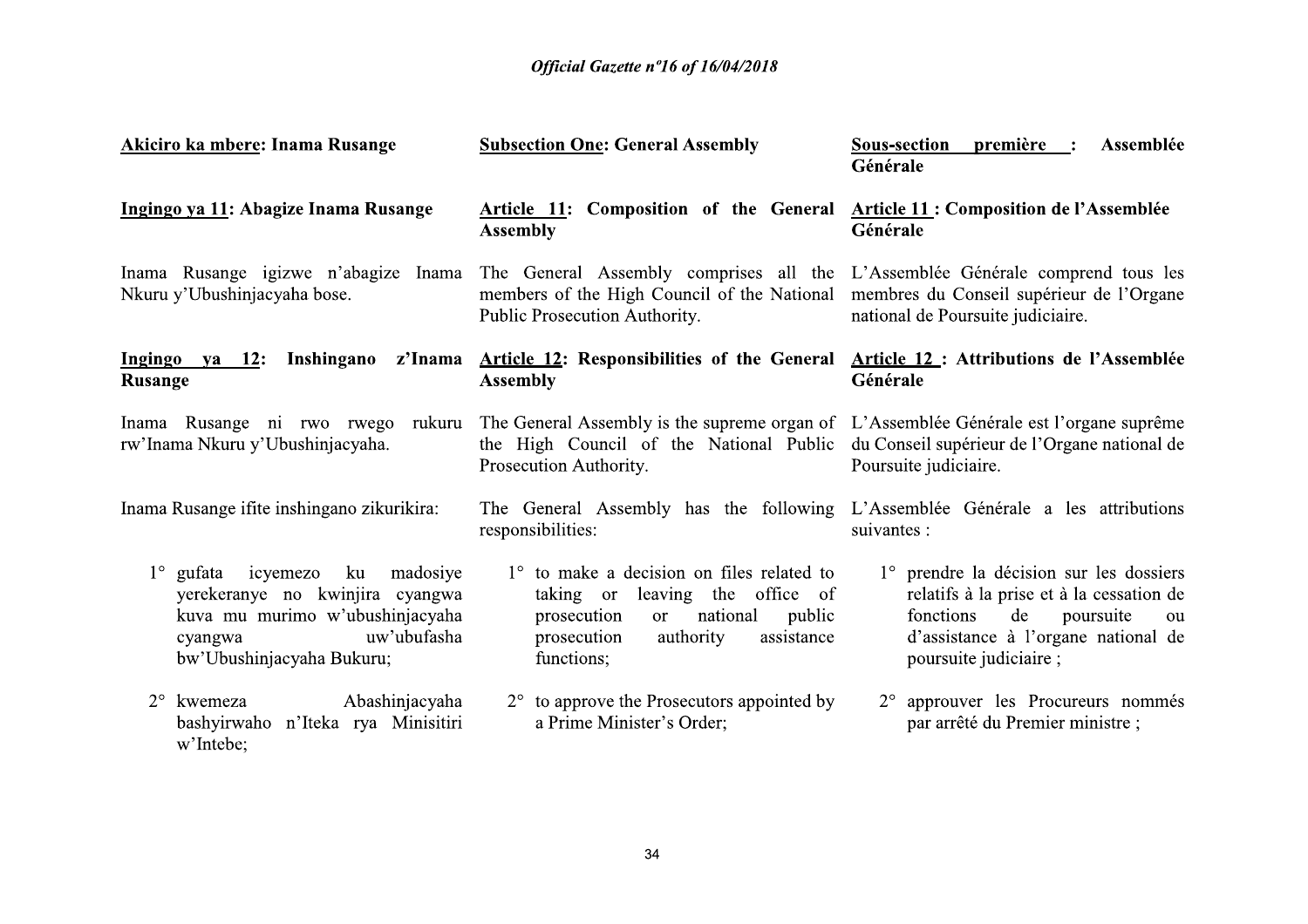**Akiciro ka mbere: Inama Rusange**

**Ingingo ya 11: Abagize Inama Rusange**

Inama Rusange igizwe n'abagize Inama Nkuru y'Ubushinjacyaha bose.

**Ingingo ya 12: Inshingano z'Inama Rusange**

Inama Rusange ni rwo rwego rukuru rw'Inama Nkuru y'Ubushinjacyaha.

Inama Rusange ifite inshingano zikurikira:

1° gufata icyemezo ku madosiye yerekeranye no kwinjira cyangwa kuva mu murimo w'ubushinjacyaha cyangwa uw'ubufasha bw'Ubushinjacyaha Bukuru;

2° kwemeza Abashinjacyaha bashyirwaho n'Iteka rya Minisitiri w'Intebe;

**Subsection One: General Assembly**

**Article 11: Composition of the General Assembly**

The General Assembly comprises all the members of the High Council of the National Public Prosecution Authority.

**Article 12: Responsibilities of the General Assembly**

The General Assembly is the supreme organ of the High Council of the National Public Prosecution Authority.

The General Assembly has the following responsibilities:

1° to make a decision on files related to taking or leaving the office of prosecution or national public prosecution authority assistance functions;

2° to approve the Prosecutors appointed by a Prime Minister's Order;

**Sous-section première : Assemblée Générale**

**Article 11 : Composition de l'Assemblée Générale**

L'Assemblée Générale comprend tous les membres du Conseil supérieur de l'Organe national de Poursuite judiciaire.

**Article 12 : Attributions de l'Assemblée Générale**

L'Assemblée Générale est l'organe suprême du Conseil supérieur de l'Organe national de Poursuite judiciaire.

L'Assemblée Générale a les attributions suivantes :

1° prendre la décision sur les dossiers relatifs à la prise et à la cessation de fonctions de poursuite ou d'assistance à l'organe national de poursuite judiciaire ;

2° approuver les Procureurs nommés par arrêté du Premier ministre ;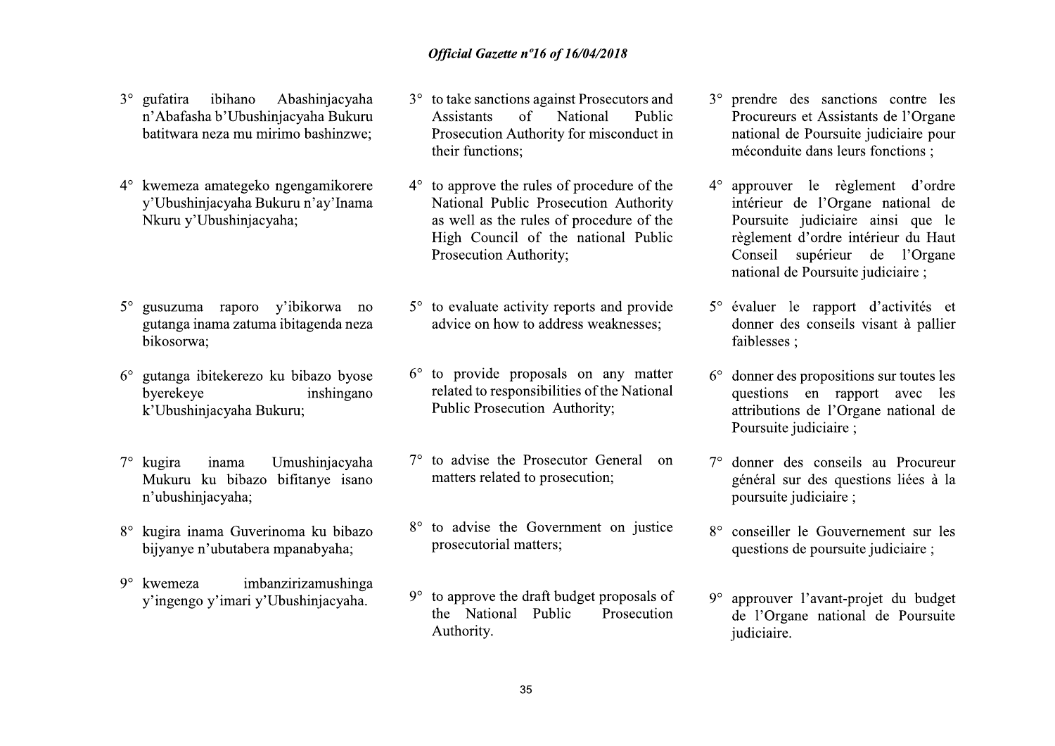3° gufatira ibihano Abashinjacyaha n'Abafasha b'Ubushinjacyaha Bukuru batitwara neza mu mirimo bashinzwe;

4° kwemeza amategeko ngengamikorere y'Ubushinjacyaha Bukuru n'ay'Inama Nkuru y'Ubushinjacyaha;

5° gusuzuma raporo y'ibikorwa no gutanga inama zatuma ibitagenda neza bikosorwa;

6° gutanga ibitekerezo ku bibazo byose byerekeye inshingano k'Ubushinjacyaha Bukuru;

7° kugira inama Umushinjacyaha Mukuru ku bibazo bifitanye isano n'ubushinjacyaha;

8° kugira inama Guverinoma ku bibazo bijyanye n'ubutabera mpanabyaha;

9° kwemeza imbanzirizamushinga y'ingengo y'imari y'Ubushinjacyaha.

3° to take sanctions against Prosecutors and Assistants of National Public Prosecution Authority for misconduct in their functions;

4° to approve the rules of procedure of the National Public Prosecution Authority as well as the rules of procedure of the High Council of the national Public Prosecution Authority;

5° to evaluate activity reports and provide advice on how to address weaknesses;

6° to provide proposals on any matter related to responsibilities of the National Public Prosecution Authority;

7° to advise the Prosecutor General on matters related to prosecution;

8° to advise the Government on justice prosecutorial matters;

9° to approve the draft budget proposals of the National Public Prosecution Authority.

3° prendre des sanctions contre les Procureurs et Assistants de l'Organe national de Poursuite judiciaire pour méconduite dans leurs fonctions ;

4° approuver le règlement d'ordre intérieur de l'Organe national de Poursuite judiciaire ainsi que le règlement d'ordre intérieur du Haut Conseil supérieur de l'Organe national de Poursuite judiciaire ;

5° évaluer le rapport d'activités et donner des conseils visant à pallier faiblesses ;

6° donner des propositions sur toutes les questions en rapport avec les attributions de l'Organe national de Poursuite judiciaire ;

7° donner des conseils au Procureur général sur des questions liées à la poursuite judiciaire ;

8° conseiller le Gouvernement sur les questions de poursuite judiciaire ;

9° approuver l'avant-projet du budget de l'Organe national de Poursuite judiciaire.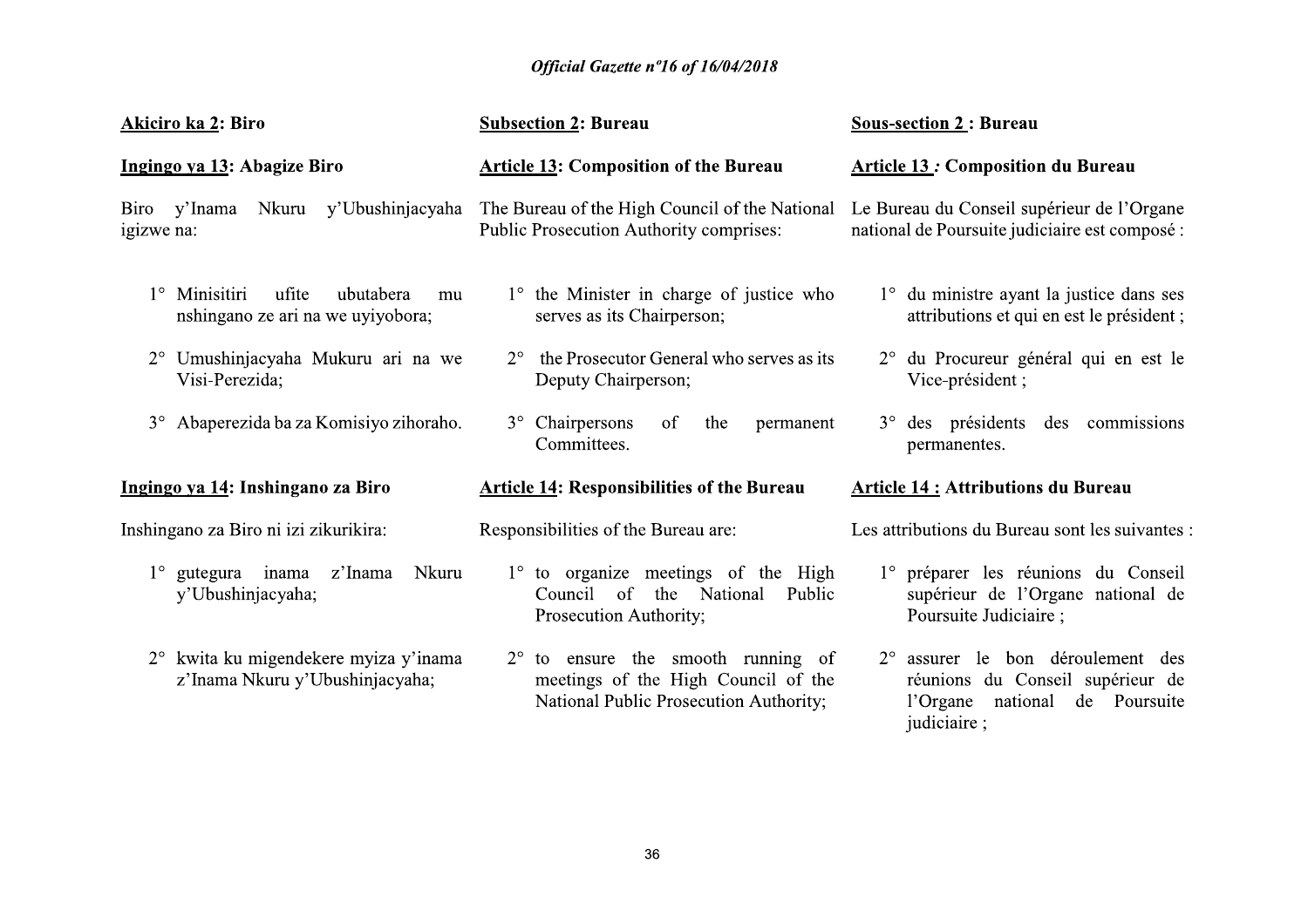**Akiciro ka 2: Biro**

**Ingingo ya 13: Abagize Biro**

Biro y'Inama Nkuru y'Ubushinjacyaha igizwe na:

1° Minisitiri ufite ubutabera mu nshingano ze ari na we uyiyobora;

2° Umushinjacyaha Mukuru ari na we Visi-Perezida;

3° Abaperezida ba za Komisiyo zihoraho.

**Ingingo ya 14: Inshingano za Biro**

Inshingano za Biro ni izi zikurikira:

1° gutegura inama z'Inama Nkuru y'Ubushinjacyaha;

2° kwita ku migendekere myiza y'inama z'Inama Nkuru y'Ubushinjacyaha;

**Subsection 2: Bureau**

**Article 13: Composition of the Bureau**

The Bureau of the High Council of the National Public Prosecution Authority comprises:

1° the Minister in charge of justice who serves as its Chairperson;

2° the Prosecutor General who serves as its Deputy Chairperson;

3° Chairpersons of the permanent Committees.

**Article 14: Responsibilities of the Bureau**

Responsibilities of the Bureau are:

1° to organize meetings of the High Council of the National Public Prosecution Authority;

2° to ensure the smooth running of meetings of the High Council of the National Public Prosecution Authority;

**Sous-section 2 : Bureau**

**Article 13 : Composition du Bureau**

Le Bureau du Conseil supérieur de l'Organe national de Poursuite judiciaire est composé :

1° du ministre ayant la justice dans ses attributions et qui en est le président ;

2° du Procureur général qui en est le Vice-président ;

3° des présidents des commissions permanentes.

**Article 14 : Attributions du Bureau**

Les attributions du Bureau sont les suivantes :

1° préparer les réunions du Conseil supérieur de l'Organe national de Poursuite Judiciaire ;

2° assurer le bon déroulement des réunions du Conseil supérieur de l'Organe national de Poursuite judiciaire ;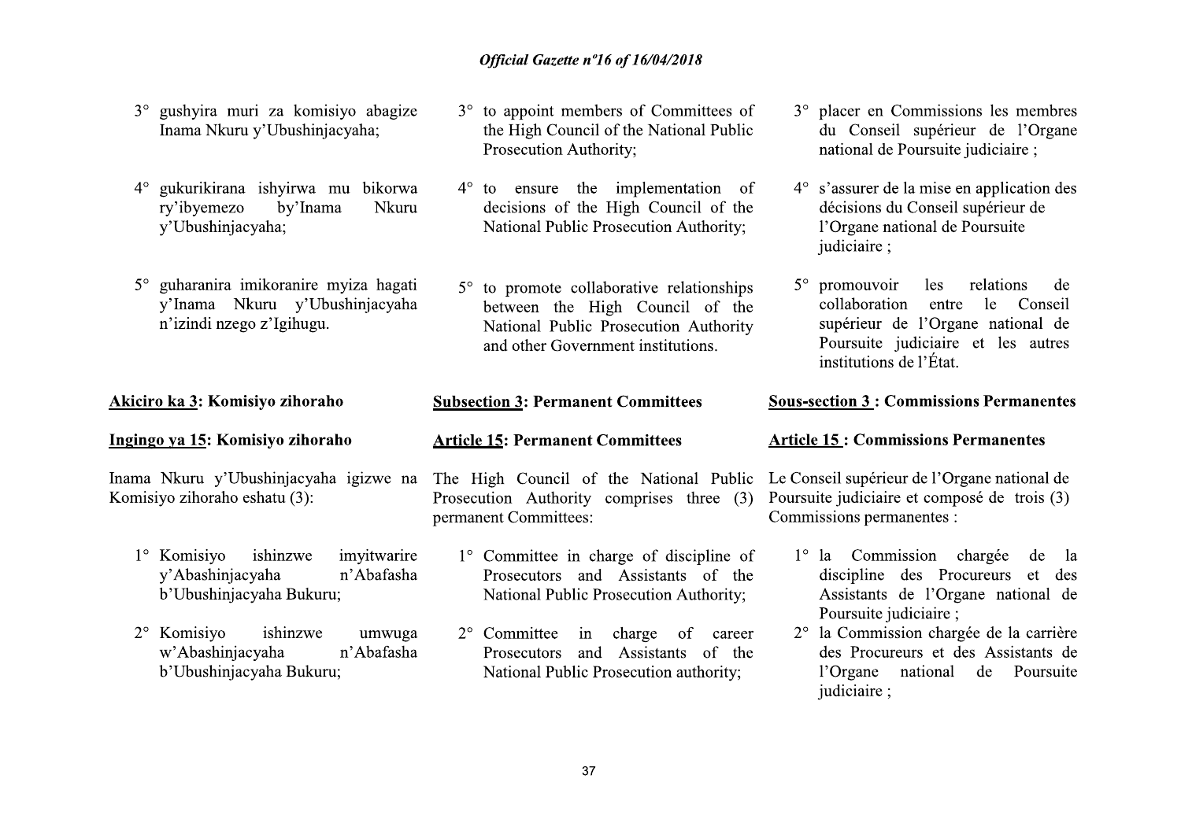3° gushyira muri za komisiyo abagize Inama Nkuru y'Ubushinjacyaha;

4° gukurikirana ishyirwa mu bikorwa ry'ibyemezo by'Inama Nkuru y'Ubushinjacyaha;

5° guharanira imikoranire myiza hagati y'Inama Nkuru y'Ubushinjacyaha n'izindi nzego z'Igihugu.

**Akiciro ka 3: Komisiyo zihoraho**

**Ingingo ya 15: Komisiyo zihoraho**

Inama Nkuru y'Ubushinjacyaha igizwe na Komisiyo zihoraho eshatu (3):

1° Komisiyo ishinzwe imyitwarire y'Abashinjacyaha n'Abafasha b'Ubushinjacyaha Bukuru;

2° Komisiyo ishinzwe umwuga w'Abashinjacyaha n'Abafasha b'Ubushinjacyaha Bukuru;

3° to appoint members of Committees of the High Council of the National Public Prosecution Authority;

4° to ensure the implementation of decisions of the High Council of the National Public Prosecution Authority;

5° to promote collaborative relationships between the High Council of the National Public Prosecution Authority and other Government institutions.

**Subsection 3: Permanent Committees**

**Article 15: Permanent Committees**

The High Council of the National Public Prosecution Authority comprises three (3) permanent Committees:

1° Committee in charge of discipline of Prosecutors and Assistants of the National Public Prosecution Authority;

2° Committee in charge of career Prosecutors and Assistants of the National Public Prosecution authority;

3° placer en Commissions les membres du Conseil supérieur de l'Organe national de Poursuite judiciaire ;

4° s'assurer de la mise en application des décisions du Conseil supérieur de l'Organe national de Poursuite judiciaire ;

5° promouvoir les relations de collaboration entre le Conseil supérieur de l'Organe national de Poursuite judiciaire et les autres institutions de l'État.

**Sous-section 3 : Commissions Permanentes**

**Article 15 : Commissions Permanentes**

Le Conseil supérieur de l'Organe national de Poursuite judiciaire et composé de trois (3) Commissions permanentes :

1° la Commission chargée de la discipline des Procureurs et des Assistants de l'Organe national de Poursuite judiciaire ;

2° la Commission chargée de la carrière des Procureurs et des Assistants de l'Organe national de Poursuite judiciaire ;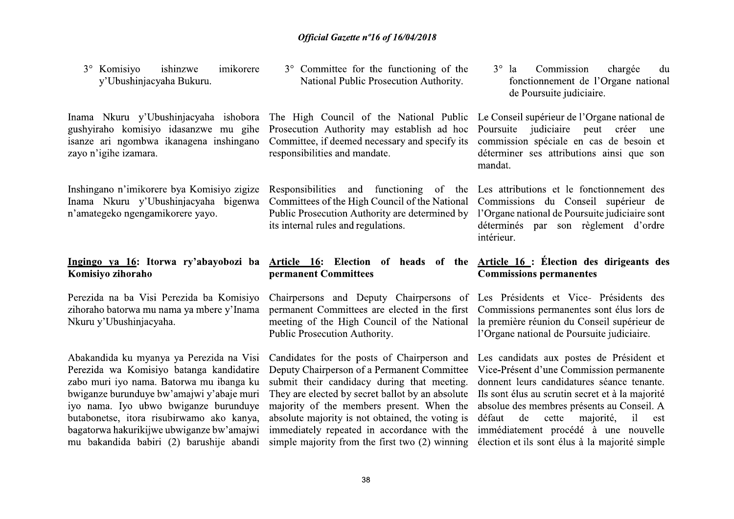3° Komisiyo ishinzwe imikorere y'Ubushinjacyaha Bukuru.

Inama Nkuru y'Ubushinjacyaha ishobora gushyiraho komisiyo idasanzwe mu gihe isanze ari ngombwa ikanagena inshingano zayo n'igihe izamara.

Inshingano n'imikorere bya Komisiyo zigize Inama Nkuru y'Ubushinjacyaha bigenwa n'amategeko ngengamikorere yayo.

**Ingingo ya 16: Itorwa ry'abayobozi ba Komisiyo zihoraho**

Perezida na ba Visi Perezida ba Komisiyo zihoraho batorwa mu nama ya mbere y'Inama Nkuru y'Ubushinjacyaha.

Abakandida ku myanya ya Perezida na Visi Perezida wa Komisiyo batanga kandidatire zabo muri iyo nama. Batorwa mu ibanga ku bwiganze burunduye bw'amajwi y'abaje muri iyo nama. Iyo ubwo bwiganze burunduye butabonetse, itora risubirwamo ako kanya, bagatorwa hakurikijwe ubwiganze bw'amajwi mu bakandida babiri (2) barushije abandi

3° Committee for the functioning of the National Public Prosecution Authority.

The High Council of the National Public Prosecution Authority may establish ad hoc Committee, if deemed necessary and specify its responsibilities and mandate.

Responsibilities and functioning of the Committees of the High Council of the National Public Prosecution Authority are determined by its internal rules and regulations.

**Article 16: Election of heads of the permanent Committees**

Chairpersons and Deputy Chairpersons of permanent Committees are elected in the first meeting of the High Council of the National Public Prosecution Authority.

Candidates for the posts of Chairperson and Deputy Chairperson of a Permanent Committee submit their candidacy during that meeting. They are elected by secret ballot by an absolute majority of the members present. When the absolute majority is not obtained, the voting is immediately repeated in accordance with the simple majority from the first two (2) winning

3° la Commission chargée du fonctionnement de l'Organe national de Poursuite judiciaire.

Le Conseil supérieur de l'Organe national de Poursuite judiciaire peut créer une commission spéciale en cas de besoin et déterminer ses attributions ainsi que son mandat.

Les attributions et le fonctionnement des Commissions du Conseil supérieur de l'Organe national de Poursuite judiciaire sont déterminés par son règlement d'ordre intérieur.

**Article 16 : Élection des dirigeants des Commissions permanentes**

Les Présidents et Vice- Présidents des Commissions permanentes sont élus lors de la première réunion du Conseil supérieur de l'Organe national de Poursuite judiciaire.

Les candidats aux postes de Président et Vice-Présent d'une Commission permanente donnent leurs candidatures séance tenante. Ils sont élus au scrutin secret et à la majorité absolue des membres présents au Conseil. A défaut de cette majorité, il est immédiatement procédé à une nouvelle élection et ils sont élus à la majorité simple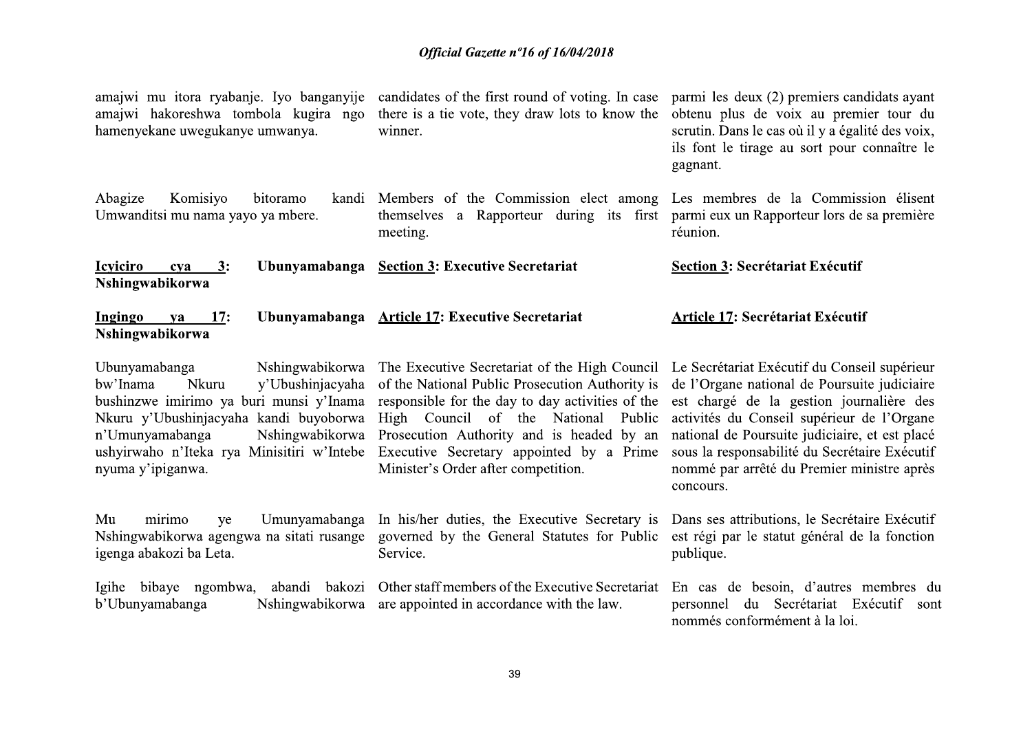amajwi mu itora ryabanje. Iyo banganyije amajwi hakoreshwa tombola kugira ngo hamenyekane uwegukanye umwanya.

Abagize Komisiyo bitoramo kandi Umwanditsi mu nama yayo ya mbere.

**<u>Icyiciro cya 3</u>: Ubunyamabanga Nshingwabikorwa**

**<u>Ingingo ya 17</u>: Ubunyamabanga Nshingwabikorwa**

Ubunyamabanga Nshingwabikorwa bw'Inama Nkuru y'Ubushinjacyaha bushinzwe imirimo ya buri munsi y'Inama Nkuru y'Ubushinjacyaha kandi buyoborwa n'Umunyamabanga Nshingwabikorwa ushyirwaho n'Iteka rya Minisitiri w'Intebe nyuma y'ipiganwa.

Mu mirimo ye Umunyamabanga Nshingwabikorwa agengwa na sitati rusange igenga abakozi ba Leta.

Igihe bibaye ngombwa, abandi bakozi b'Ubunyamabanga Nshingwabikorwa

candidates of the first round of voting. In case there is a tie vote, they draw lots to know the winner.

Members of the Commission elect among themselves a Rapporteur during its first meeting.

**<u>Section 3</u>: Executive Secretariat**

**<u>Article 17</u>: Executive Secretariat**

The Executive Secretariat of the High Council of the National Public Prosecution Authority is responsible for the day to day activities of the High Council of the National Public Prosecution Authority and is headed by an Executive Secretary appointed by a Prime Minister's Order after competition.

In his/her duties, the Executive Secretary is governed by the General Statutes for Public Service.

Other staff members of the Executive Secretariat are appointed in accordance with the law.

parmi les deux (2) premiers candidats ayant obtenu plus de voix au premier tour du scrutin. Dans le cas où il y a égalité des voix, ils font le tirage au sort pour connaître le gagnant.

Les membres de la Commission élisent parmi eux un Rapporteur lors de sa première réunion.

**<u>Section 3</u>: Secrétariat Exécutif**

**<u>Article 17</u>: Secrétariat Exécutif**

Le Secrétariat Exécutif du Conseil supérieur de l'Organe national de Poursuite judiciaire est chargé de la gestion journalière des activités du Conseil supérieur de l'Organe national de Poursuite judiciaire, et est placé sous la responsabilité du Secrétaire Exécutif nommé par arrêté du Premier ministre après concours.

Dans ses attributions, le Secrétaire Exécutif est régi par le statut général de la fonction publique.

En cas de besoin, d'autres membres du personnel du Secrétariat Exécutif sont nommés conformément à la loi.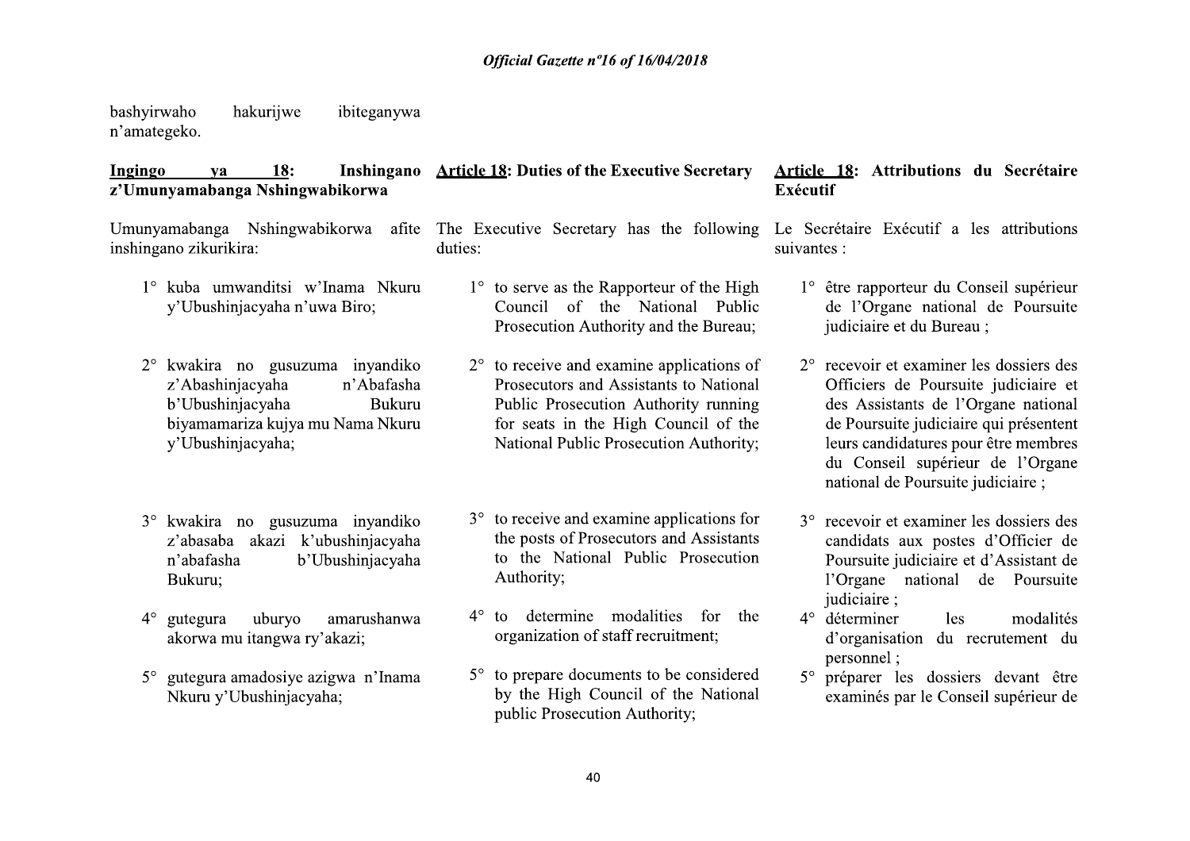bashyirwaho hakurijwe ibiteganywa n'amategeko.

**Ingingo ya 18: Inshingano z'Umunyamabanga Nshingwabikorwa**

Umunyamabanga Nshingwabikorwa afite inshingano zikurikira:

1° kuba umwanditsi w'Inama Nkuru y'Ubushinjacyaha n'uwa Biro;

2° kwakira no gusuzuma inyandiko z'Abashinjacyaha n'Abafasha b'Ubushinjacyaha Bukuru biyamamariza kujya mu Nama Nkuru y'Ubushinjacyaha;

3° kwakira no gusuzuma inyandiko z'abasaba akazi k'ubushinjacyaha n'abafasha b'Ubushinjacyaha Bukuru;

4° gutegura uburyo amarushanwa akorwa mu itangwa ry'akazi;

5° gutegura amadosiye azigwa n'Inama Nkuru y'Ubushinjacyaha;

**Article 18: Duties of the Executive Secretary**

The Executive Secretary has the following duties:

1° to serve as the Rapporteur of the High Council of the National Public Prosecution Authority and the Bureau;

2° to receive and examine applications of Prosecutors and Assistants to National Public Prosecution Authority running for seats in the High Council of the National Public Prosecution Authority;

3° to receive and examine applications for the posts of Prosecutors and Assistants to the National Public Prosecution Authority;

4° to determine modalities for the organization of staff recruitment;

5° to prepare documents to be considered by the High Council of the National public Prosecution Authority;

**Article 18: Attributions du Secrétaire Exécutif**

Le Secrétaire Exécutif a les attributions suivantes :

1° être rapporteur du Conseil supérieur de l'Organe national de Poursuite judiciaire et du Bureau ;

2° recevoir et examiner les dossiers des Officiers de Poursuite judiciaire et des Assistants de l'Organe national de Poursuite judiciaire qui présentent leurs candidatures pour être membres du Conseil supérieur de l'Organe national de Poursuite judiciaire ;

3° recevoir et examiner les dossiers des candidats aux postes d'Officier de Poursuite judiciaire et d'Assistant de l'Organe national de Poursuite judiciaire ;

4° déterminer les modalités d'organisation du recrutement du personnel ;

5° préparer les dossiers devant être examinés par le Conseil supérieur de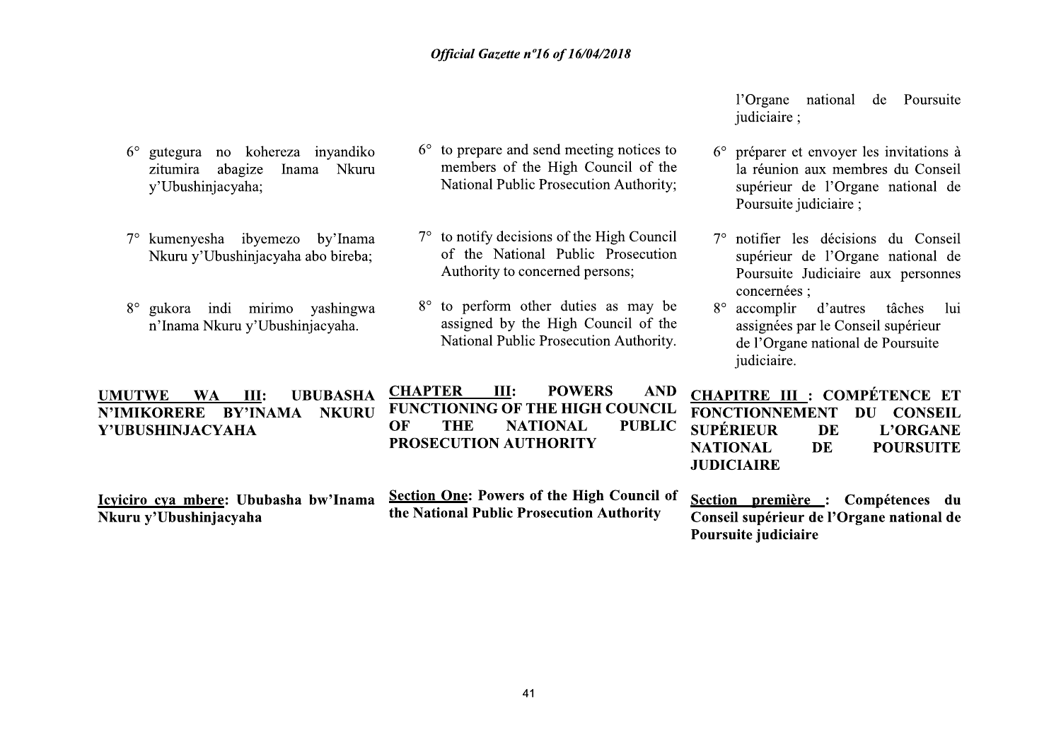l'Organe national de Poursuite judiciaire ;

6° gutegura no kohereza inyandiko zitumira abagize Inama Nkuru y'Ubushinjacyaha;

7° kumenyesha ibyemezo by'Inama Nkuru y'Ubushinjacyaha abo bireba;

8° gukora indi mirimo yashingwa n'Inama Nkuru y'Ubushinjacyaha.

**UMUTWE WA III: UBUBASHA N'IMIKORERE BY'INAMA NKURU Y'UBUSHINJACYAHA**

**Icyiciro cya mbere: Ububasha bw'Inama Nkuru y'Ubushinjacyaha**

6° to prepare and send meeting notices to members of the High Council of the National Public Prosecution Authority;

7° to notify decisions of the High Council of the National Public Prosecution Authority to concerned persons;

8° to perform other duties as may be assigned by the High Council of the National Public Prosecution Authority.

**CHAPTER III: POWERS AND FUNCTIONING OF THE HIGH COUNCIL OF THE NATIONAL PUBLIC PROSECUTION AUTHORITY**

**Section One: Powers of the High Council of the National Public Prosecution Authority**

6° préparer et envoyer les invitations à la réunion aux membres du Conseil supérieur de l'Organe national de Poursuite judiciaire ;

7° notifier les décisions du Conseil supérieur de l'Organe national de Poursuite Judiciaire aux personnes concernées ;

8° accomplir d'autres tâches lui assignées par le Conseil supérieur de l'Organe national de Poursuite judiciaire.

**CHAPITRE III : COMPÉTENCE ET FONCTIONNEMENT DU CONSEIL SUPÉRIEUR DE L'ORGANE NATIONAL DE POURSUITE JUDICIAIRE**

**Section première : Compétences du Conseil supérieur de l'Organe national de Poursuite judiciaire**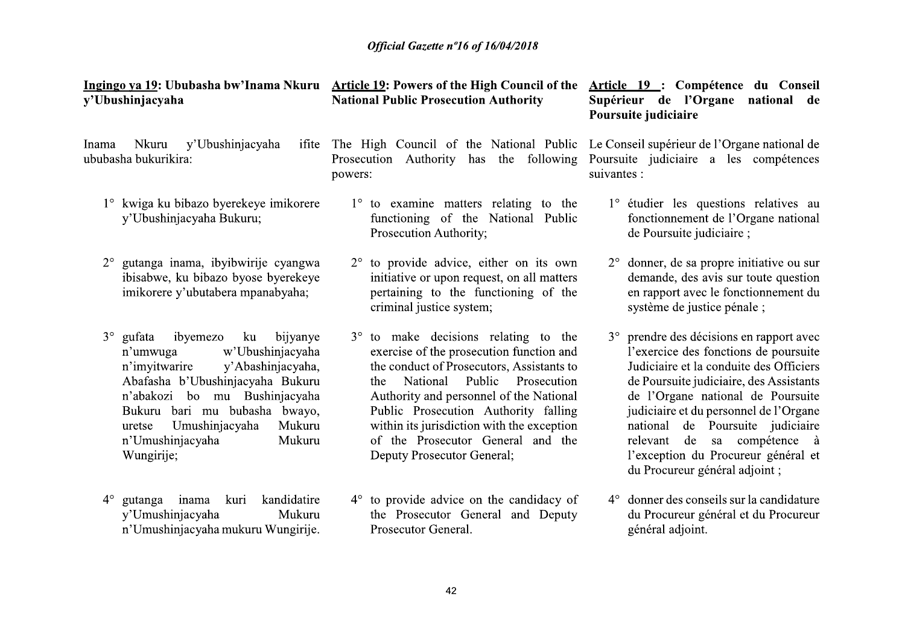**Ingingo ya 19: Ububasha bw'Inama Nkuru y'Ubushinjacyaha**

Inama Nkuru y'Ubushinjacyaha ifite ububasha bukurikira:

1° kwiga ku bibazo byerekeye imikorere y'Ubushinjacyaha Bukuru;

2° gutanga inama, ibyibwirije cyangwa ibisabwe, ku bibazo byose byerekeye imikorere y'ubutabera mpanabyaha;

3° gufata ibyemezo ku bijyanye n'umwuga w'Ubushinjacyaha n'imyitwarire y'Abashinjacyaha, Abafasha b'Ubushinjacyaha Bukuru n'abakozi bo mu Bushinjacyaha Bukuru bari mu bubasha bwayo, uretse Umushinjacyaha Mukuru n'Umushinjacyaha Mukuru Wungirije;

4° gutanga inama kuri kandidatire y'Umushinjacyaha Mukuru n'Umushinjacyaha mukuru Wungirije.

**Article 19: Powers of the High Council of the National Public Prosecution Authority**

The High Council of the National Public Prosecution Authority has the following powers:

1° to examine matters relating to the functioning of the National Public Prosecution Authority;

2° to provide advice, either on its own initiative or upon request, on all matters pertaining to the functioning of the criminal justice system;

3° to make decisions relating to the exercise of the prosecution function and the conduct of Prosecutors, Assistants to the National Public Prosecution Authority and personnel of the National Public Prosecution Authority falling within its jurisdiction with the exception of the Prosecutor General and the Deputy Prosecutor General;

4° to provide advice on the candidacy of the Prosecutor General and Deputy Prosecutor General.

**Article 19 : Compétence du Conseil Supérieur de l'Organe national de Poursuite judiciaire**

Le Conseil supérieur de l'Organe national de Poursuite judiciaire a les compétences suivantes :

1° étudier les questions relatives au fonctionnement de l'Organe national de Poursuite judiciaire ;

2° donner, de sa propre initiative ou sur demande, des avis sur toute question en rapport avec le fonctionnement du système de justice pénale ;

3° prendre des décisions en rapport avec l'exercice des fonctions de poursuite Judiciaire et la conduite des Officiers de Poursuite judiciaire, des Assistants de l'Organe national de Poursuite judiciaire et du personnel de l'Organe national de Poursuite judiciaire relevant de sa compétence à l'exception du Procureur général et du Procureur général adjoint ;

4° donner des conseils sur la candidature du Procureur général et du Procureur général adjoint.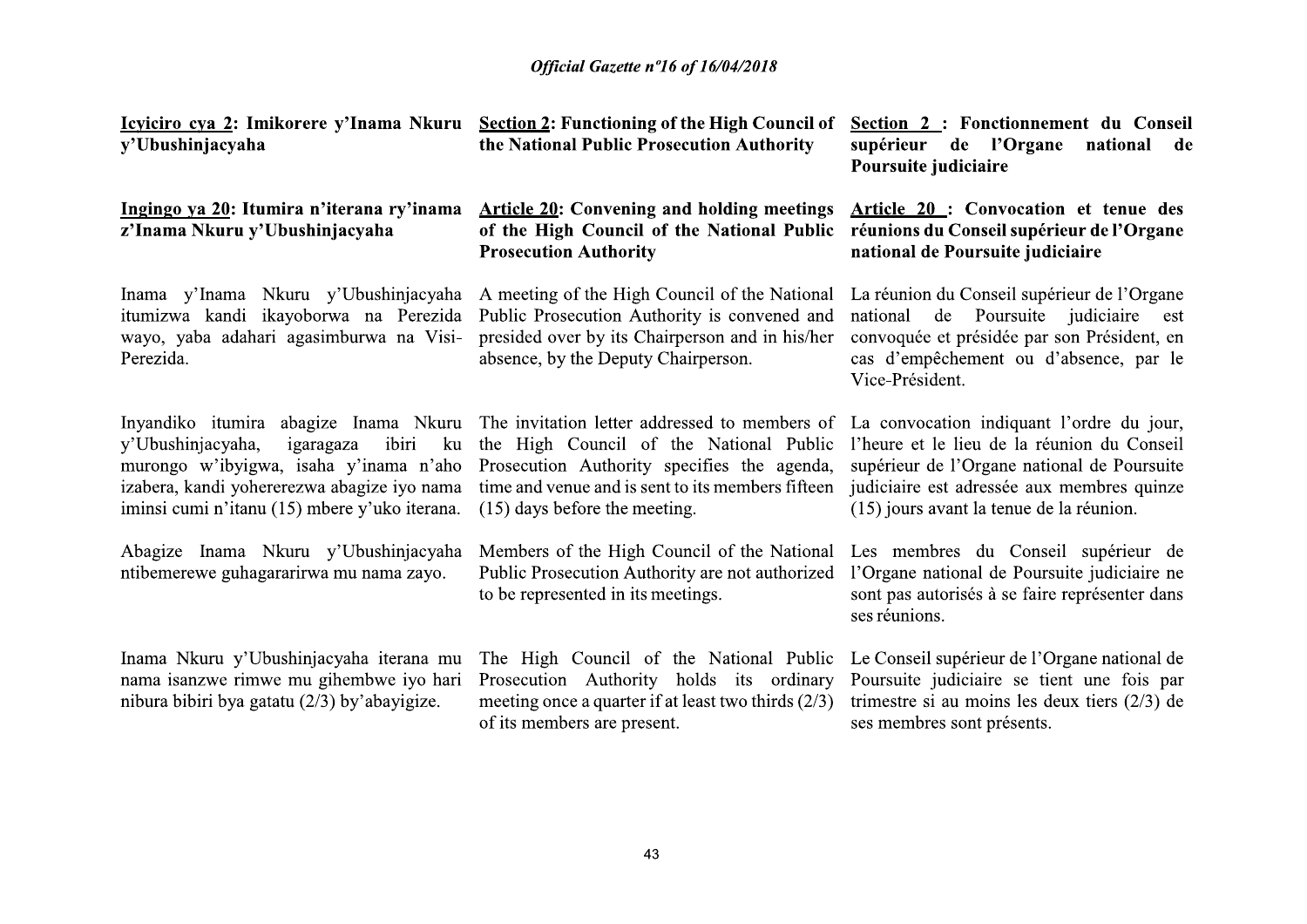**Icyiciro cya 2: Imikorere y'Inama Nkuru y'Ubushinjacyaha**

**Ingingo ya 20: Itumira n'iterana ry'inama z'Inama Nkuru y'Ubushinjacyaha**

Inama y'Inama Nkuru y'Ubushinjacyaha itumizwa kandi ikayoborwa na Perezida wayo, yaba adahari agasimburwa na Visi-Perezida.

Inyandiko itumira abagize Inama Nkuru y'Ubushinjacyaha, igaragaza ibiri ku murongo w'ibyigwa, isaha y'inama n'aho izabera, kandi yohererezwa abagize iyo nama iminsi cumi n'itanu (15) mbere y'uko iterana.

Abagize Inama Nkuru y'Ubushinjacyaha ntibemerewe guhagararirwa mu nama zayo.

Inama Nkuru y'Ubushinjacyaha iterana mu nama isanzwe rimwe mu gihembwe iyo hari nibura bibiri bya gatatu (2/3) by'abayigize.

**Section 2: Functioning of the High Council of the National Public Prosecution Authority**

**Article 20: Convening and holding meetings of the High Council of the National Public Prosecution Authority**

A meeting of the High Council of the National Public Prosecution Authority is convened and presided over by its Chairperson and in his/her absence, by the Deputy Chairperson.

The invitation letter addressed to members of the High Council of the National Public Prosecution Authority specifies the agenda, time and venue and is sent to its members fifteen (15) days before the meeting.

Members of the High Council of the National Public Prosecution Authority are not authorized to be represented in its meetings.

The High Council of the National Public Prosecution Authority holds its ordinary meeting once a quarter if at least two thirds (2/3) of its members are present.

**Section 2 : Fonctionnement du Conseil supérieur de l'Organe national de Poursuite judiciaire**

**Article 20 : Convocation et tenue des réunions du Conseil supérieur de l'Organe national de Poursuite judiciaire**

La réunion du Conseil supérieur de l'Organe national de Poursuite judiciaire est convoquée et présidée par son Président, en cas d'empêchement ou d'absence, par le Vice-Président.

La convocation indiquant l'ordre du jour, l'heure et le lieu de la réunion du Conseil supérieur de l'Organe national de Poursuite judiciaire est adressée aux membres quinze (15) jours avant la tenue de la réunion.

Les membres du Conseil supérieur de l'Organe national de Poursuite judiciaire ne sont pas autorisés à se faire représenter dans ses réunions.

Le Conseil supérieur de l'Organe national de Poursuite judiciaire se tient une fois par trimestre si au moins les deux tiers (2/3) de ses membres sont présents.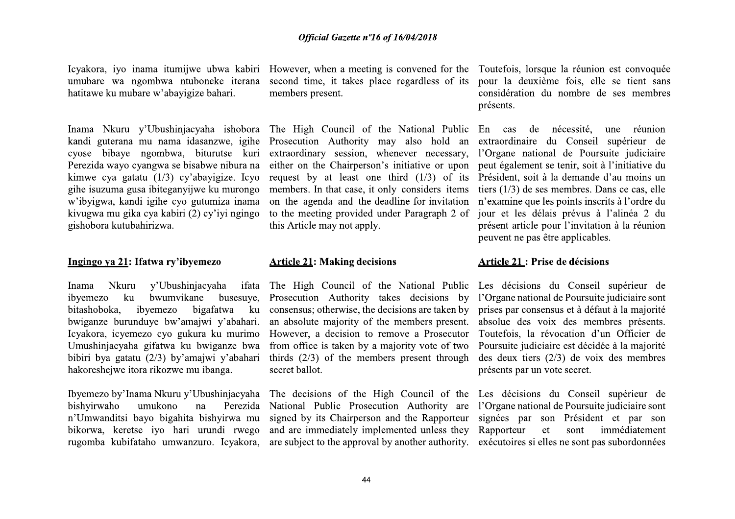Icyakora, iyo inama itumijwe ubwa kabiri umubare wa ngombwa ntuboneke iterana hatitawe ku mubare w'abayigize bahari.

Inama Nkuru y'Ubushinjacyaha ishobora kandi guterana mu nama idasanzwe, igihe cyose bibaye ngombwa, biturutse kuri Perezida wayo cyangwa se bisabwe nibura na kimwe cya gatatu (1/3) cy'abayigize. Icyo gihe isuzuma gusa ibiteganyijwe ku murongo w'ibyigwa, kandi igihe cyo gutumiza inama kivugwa mu gika cya kabiri (2) cy'iyi ngingo gishobora kutubahirizwa.

### Ingingo ya 21: Ifatwa ry'ibyemezo

Inama Nkuru y'Ubushinjacyaha ifata ibyemezo ku bwumvikane busesuye, bitashoboka, ibyemezo bigafatwa ku bwiganze burunduye bw'amajwi y'abahari. Icyakora, icyemezo cyo gukura ku murimo Umushinjacyaha gifatwa ku bwiganze bwa bibiri bya gatatu (2/3) by'amajwi y'abahari hakoreshejwe itora rikozwe mu ibanga.

Ibyemezo by'Inama Nkuru y'Ubushinjacyaha bishyirwaho umukono na Perezida n'Umwanditsi bayo bigahita bishyirwa mu bikorwa, keretse iyo hari urundi rwego rugomba kubifataho umwanzuro. Icyakora,

---

However, when a meeting is convened for the second time, it takes place regardless of its members present.

The High Council of the National Public Prosecution Authority may also hold an extraordinary session, whenever necessary, either on the Chairperson's initiative or upon request by at least one third (1/3) of its members. In that case, it only considers items on the agenda and the deadline for invitation to the meeting provided under Paragraph 2 of this Article may not apply.

### Article 21: Making decisions

The High Council of the National Public Prosecution Authority takes decisions by consensus; otherwise, the decisions are taken by an absolute majority of the members present. However, a decision to remove a Prosecutor from office is taken by a majority vote of two thirds (2/3) of the members present through secret ballot.

The decisions of the High Council of the National Public Prosecution Authority are signed by its Chairperson and the Rapporteur and are immediately implemented unless they are subject to the approval by another authority.

---

Toutefois, lorsque la réunion est convoquée pour la deuxième fois, elle se tient sans considération du nombre de ses membres présents.

En cas de nécessité, une réunion extraordinaire du Conseil supérieur de l'Organe national de Poursuite judiciaire peut également se tenir, soit à l'initiative du Président, soit à la demande d'au moins un tiers (1/3) de ses membres. Dans ce cas, elle n'examine que les points inscrits à l'ordre du jour et les délais prévus à l'alinéa 2 du présent article pour l'invitation à la réunion peuvent ne pas être applicables.

### Article 21 : Prise de décisions

Les décisions du Conseil supérieur de l'Organe national de Poursuite judiciaire sont prises par consensus et à défaut à la majorité absolue des voix des membres présents. Toutefois, la révocation d'un Officier de Poursuite judiciaire est décidée à la majorité des deux tiers (2/3) de voix des membres présents par un vote secret.

Les décisions du Conseil supérieur de l'Organe national de Poursuite judiciaire sont signées par son Président et par son Rapporteur et sont immédiatement exécutoires si elles ne sont pas subordonnées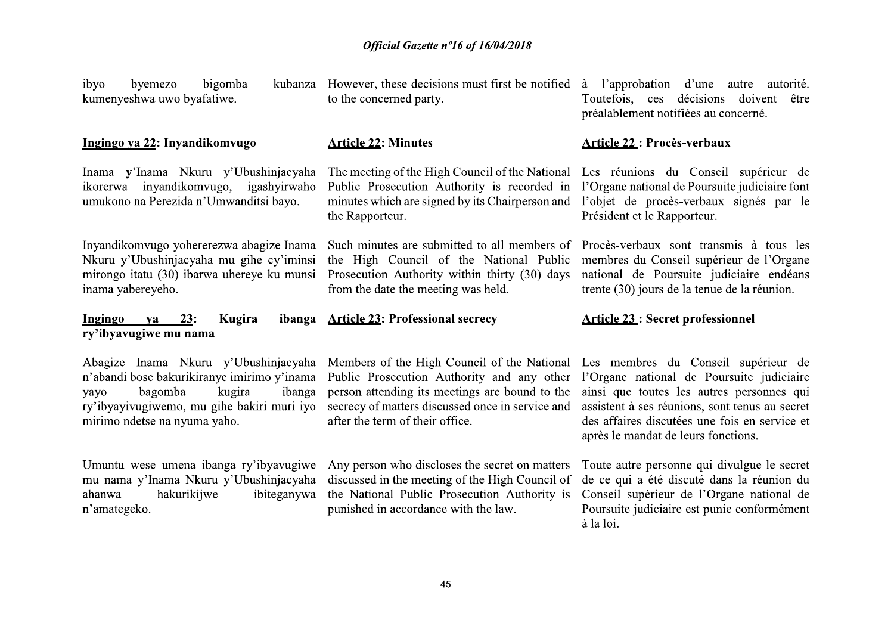ibyo byemezo bigomba kubanza kumenyeshwa uwo byafatiwe.

However, these decisions must first be notified to the concerned party.

à l'approbation d'une autre autorité. Toutefois, ces décisions doivent être préalablement notifiées au concerné.

**Ingingo ya 22: Inyandikomvugo**

Inama y'Inama Nkuru y'Ubushinjacyaha ikorerwa inyandikomvugo, igashyirwaho umukono na Perezida n'Umwanditsi bayo.

Inyandikomvugo yohererezwa abagize Inama Nkuru y'Ubushinjacyaha mu gihe cy'iminsi mirongo itatu (30) ibarwa uhereye ku munsi inama yabereyeho.

**Article 22: Minutes**

The meeting of the High Council of the National Public Prosecution Authority is recorded in minutes which are signed by its Chairperson and the Rapporteur.

Such minutes are submitted to all members of the High Council of the National Public Prosecution Authority within thirty (30) days from the date the meeting was held.

**Article 22 : Procès-verbaux**

Les réunions du Conseil supérieur de l'Organe national de Poursuite judiciaire font l'objet de procès-verbaux signés par le Président et le Rapporteur.

Procès-verbaux sont transmis à tous les membres du Conseil supérieur de l'Organe national de Poursuite judiciaire endéans trente (30) jours de la tenue de la réunion.

**Ingingo ya 23: Kugira ibanga ry'ibyavugiwe mu nama**

Abagize Inama Nkuru y'Ubushinjacyaha n'abandi bose bakurikiranye imirimo y'inama yayo bagomba kugira ibanga ry'ibyayivugiwemo, mu gihe bakiri muri iyo mirimo ndetse na nyuma yaho.

Umuntu wese umena ibanga ry'ibyavugiwe mu nama y'Inama Nkuru y'Ubushinjacyaha ahanwa hakurikijwe ibiteganywa n'amategeko.

**Article 23: Professional secrecy**

Members of the High Council of the National Public Prosecution Authority and any other person attending its meetings are bound to the secrecy of matters discussed once in service and after the term of their office.

Any person who discloses the secret on matters discussed in the meeting of the High Council of the National Public Prosecution Authority is punished in accordance with the law.

**Article 23 : Secret professionnel**

Les membres du Conseil supérieur de l'Organe national de Poursuite judiciaire ainsi que toutes les autres personnes qui assistent à ses réunions, sont tenus au secret des affaires discutées une fois en service et après le mandat de leurs fonctions.

Toute autre personne qui divulgue le secret de ce qui a été discuté dans la réunion du Conseil supérieur de l'Organe national de Poursuite judiciaire est punie conformément à la loi.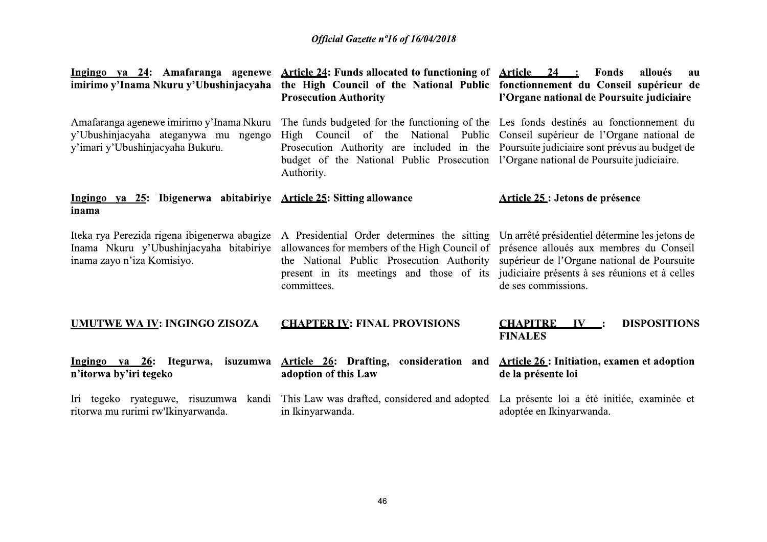**Ingingo ya 24: Amafaranga agenewe imirimo y'Inama Nkuru y'Ubushinjacyaha**

Amafaranga agenewe imirimo y'Inama Nkuru y'Ubushinjacyaha ateganywa mu ngengo y'imari y'Ubushinjacyaha Bukuru.

**Ingingo ya 25: Ibigenerwa abitabiriye inama**

Iteka rya Perezida rigena ibigenerwa abagize Inama Nkuru y'Ubushinjacyaha bitabiriye inama zayo n'iza Komisiyo.

**UMUTWE WA IV: INGINGO ZISOZA**

**Ingingo ya 26: Itegurwa, isuzumwa n'itorwa by'iri tegeko**

Iri tegeko ryateguwe, risuzumwa kandi ritorwa mu rurimi rw'Ikinyarwanda.

**Article 24: Funds allocated to functioning of the High Council of the National Public Prosecution Authority**

The funds budgeted for the functioning of the High Council of the National Public Prosecution Authority are included in the budget of the National Public Prosecution Authority.

**Article 25: Sitting allowance**

A Presidential Order determines the sitting allowances for members of the High Council of the National Public Prosecution Authority present in its meetings and those of its committees.

**CHAPTER IV: FINAL PROVISIONS**

**Article 26: Drafting, consideration and adoption of this Law**

This Law was drafted, considered and adopted in Ikinyarwanda.

**Article 24 : Fonds alloués au fonctionnement du Conseil supérieur de l'Organe national de Poursuite judiciaire**

Les fonds destinés au fonctionnement du Conseil supérieur de l'Organe national de Poursuite judiciaire sont prévus au budget de l'Organe national de Poursuite judiciaire.

**Article 25 : Jetons de présence**

Un arrêté présidentiel détermine les jetons de présence alloués aux membres du Conseil supérieur de l'Organe national de Poursuite judiciaire présents à ses réunions et à celles de ses commissions.

**CHAPITRE IV : DISPOSITIONS FINALES**

**Article 26 : Initiation, examen et adoption de la présente loi**

La présente loi a été initiée, examinée et adoptée en Ikinyarwanda.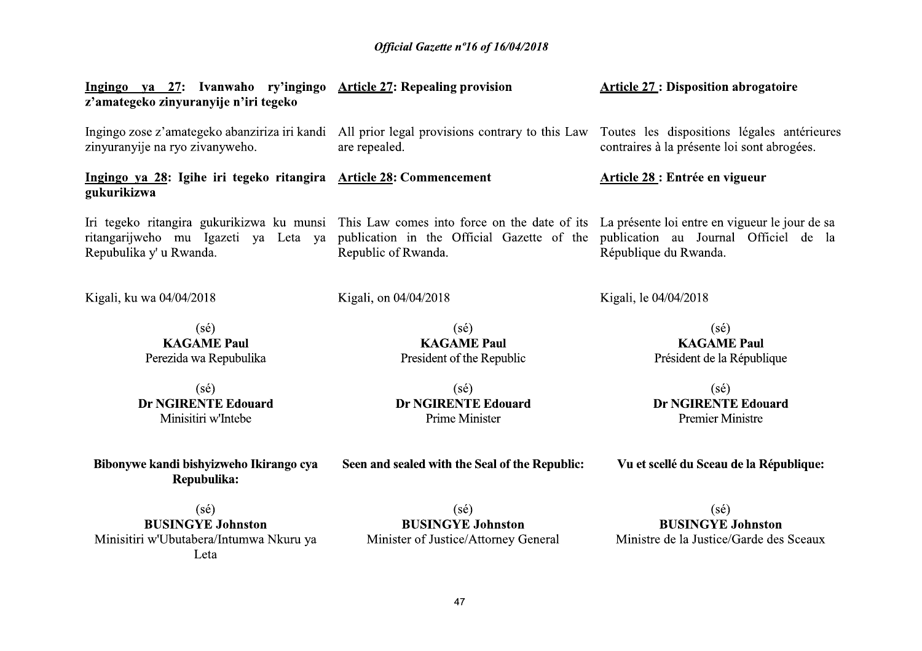**Ingingo ya 27: Ivanwaho ry'ingingo z'amategeko zinyuranyije n'iri tegeko**

Ingingo zose z'amategeko abanziriza iri kandi zinyuranyije na ryo zivanyweho.

**Ingingo ya 28: Igihe iri tegeko ritangira gukurikizwa**

Iri tegeko ritangira gukurikizwa ku munsi ritangarijweho mu Igazeti ya Leta ya Repubulika y' u Rwanda.

Kigali, ku wa 04/04/2018

(sé)
**KAGAME Paul**
Perezida wa Repubulika

(sé)
**Dr NGIRENTE Edouard**
Minisitiri w'Intebe

**Bibonywe kandi bishyizweho Ikirango cya Repubulika:**

(sé)
**BUSINGYE Johnston**
Minisitiri w'Ubutabera/Intumwa Nkuru ya Leta

**Article 27: Repealing provision**

All prior legal provisions contrary to this Law are repealed.

**Article 28: Commencement**

This Law comes into force on the date of its publication in the Official Gazette of the Republic of Rwanda.

Kigali, on 04/04/2018

(sé)
**KAGAME Paul**
President of the Republic

(sé)
**Dr NGIRENTE Edouard**
Prime Minister

**Seen and sealed with the Seal of the Republic:**

(sé)
**BUSINGYE Johnston**
Minister of Justice/Attorney General

**Article 27 : Disposition abrogatoire**

Toutes les dispositions légales antérieures contraires à la présente loi sont abrogées.

**Article 28 : Entrée en vigueur**

La présente loi entre en vigueur le jour de sa publication au Journal Officiel de la République du Rwanda.

Kigali, le 04/04/2018

(sé)
**KAGAME Paul**
Président de la République

(sé)
**Dr NGIRENTE Edouard**
Premier Ministre

**Vu et scellé du Sceau de la République:**

(sé)
**BUSINGYE Johnston**
Ministre de la Justice/Garde des Sceaux